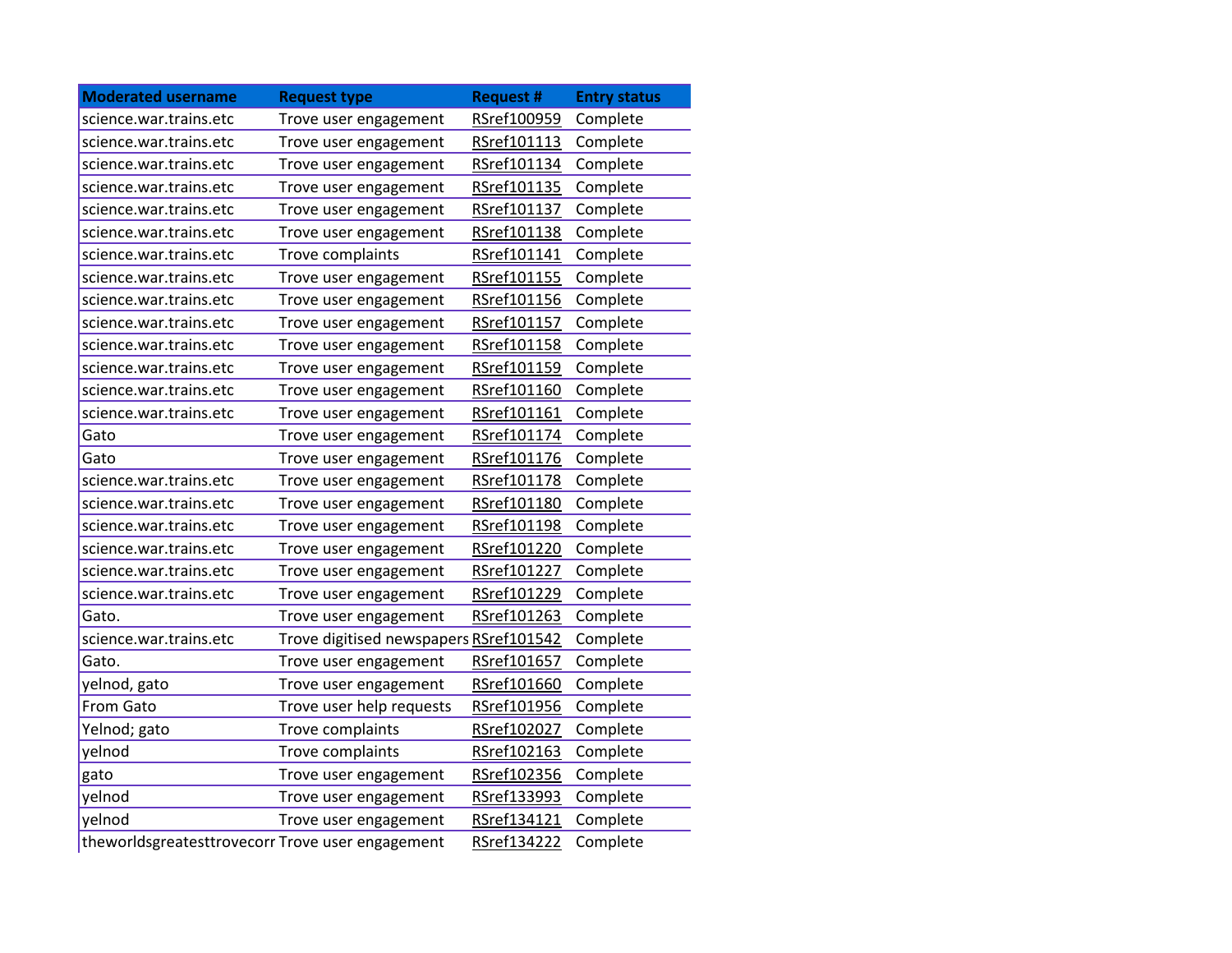| Moderated username | Request type | Request # | Entry status |
|---|---|---|---|
| science.war.trains.etc | Trove user engagement | RSref100959 | Complete |
| science.war.trains.etc | Trove user engagement | RSref101113 | Complete |
| science.war.trains.etc | Trove user engagement | RSref101134 | Complete |
| science.war.trains.etc | Trove user engagement | RSref101135 | Complete |
| science.war.trains.etc | Trove user engagement | RSref101137 | Complete |
| science.war.trains.etc | Trove user engagement | RSref101138 | Complete |
| science.war.trains.etc | Trove complaints | RSref101141 | Complete |
| science.war.trains.etc | Trove user engagement | RSref101155 | Complete |
| science.war.trains.etc | Trove user engagement | RSref101156 | Complete |
| science.war.trains.etc | Trove user engagement | RSref101157 | Complete |
| science.war.trains.etc | Trove user engagement | RSref101158 | Complete |
| science.war.trains.etc | Trove user engagement | RSref101159 | Complete |
| science.war.trains.etc | Trove user engagement | RSref101160 | Complete |
| science.war.trains.etc | Trove user engagement | RSref101161 | Complete |
| Gato | Trove user engagement | RSref101174 | Complete |
| Gato | Trove user engagement | RSref101176 | Complete |
| science.war.trains.etc | Trove user engagement | RSref101178 | Complete |
| science.war.trains.etc | Trove user engagement | RSref101180 | Complete |
| science.war.trains.etc | Trove user engagement | RSref101198 | Complete |
| science.war.trains.etc | Trove user engagement | RSref101220 | Complete |
| science.war.trains.etc | Trove user engagement | RSref101227 | Complete |
| science.war.trains.etc | Trove user engagement | RSref101229 | Complete |
| Gato. | Trove user engagement | RSref101263 | Complete |
| science.war.trains.etc | Trove digitised newspapers | RSref101542 | Complete |
| Gato. | Trove user engagement | RSref101657 | Complete |
| yelnod, gato | Trove user engagement | RSref101660 | Complete |
| From Gato | Trove user help requests | RSref101956 | Complete |
| Yelnod; gato | Trove complaints | RSref102027 | Complete |
| yelnod | Trove complaints | RSref102163 | Complete |
| gato | Trove user engagement | RSref102356 | Complete |
| yelnod | Trove user engagement | RSref133993 | Complete |
| yelnod | Trove user engagement | RSref134121 | Complete |
| theworldsgreatesttrovecorr | Trove user engagement | RSref134222 | Complete |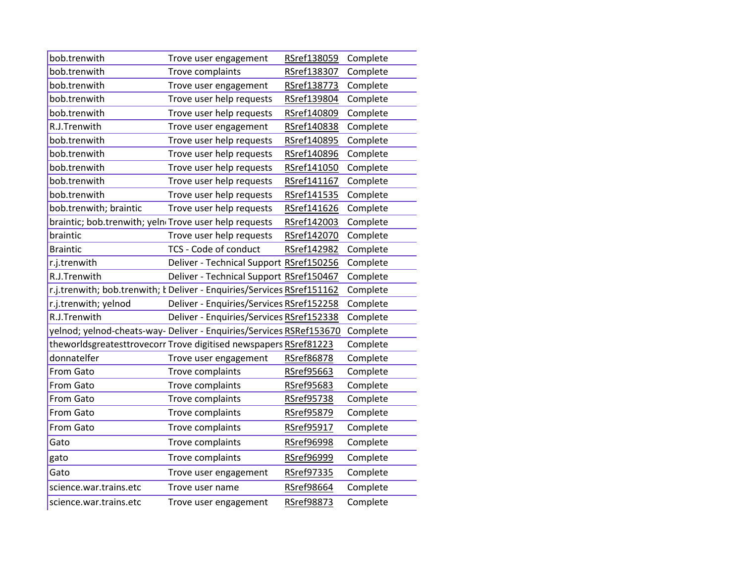| | | | |
|---|---|---|---|
| bob.trenwith | Trove user engagement | RSref138059 | Complete |
| bob.trenwith | Trove complaints | RSref138307 | Complete |
| bob.trenwith | Trove user engagement | RSref138773 | Complete |
| bob.trenwith | Trove user help requests | RSref139804 | Complete |
| bob.trenwith | Trove user help requests | RSref140809 | Complete |
| R.J.Trenwith | Trove user engagement | RSref140838 | Complete |
| bob.trenwith | Trove user help requests | RSref140895 | Complete |
| bob.trenwith | Trove user help requests | RSref140896 | Complete |
| bob.trenwith | Trove user help requests | RSref141050 | Complete |
| bob.trenwith | Trove user help requests | RSref141167 | Complete |
| bob.trenwith | Trove user help requests | RSref141535 | Complete |
| bob.trenwith; braintic | Trove user help requests | RSref141626 | Complete |
| braintic; bob.trenwith; yeln | Trove user help requests | RSref142003 | Complete |
| braintic | Trove user help requests | RSref142070 | Complete |
| Braintic | TCS - Code of conduct | RSref142982 | Complete |
| r.j.trenwith | Deliver - Technical Support | RSref150256 | Complete |
| R.J.Trenwith | Deliver - Technical Support | RSref150467 | Complete |
| r.j.trenwith; bob.trenwith; b | Deliver - Enquiries/Services | RSref151162 | Complete |
| r.j.trenwith; yelnod | Deliver - Enquiries/Services | RSref152258 | Complete |
| R.J.Trenwith | Deliver - Enquiries/Services | RSref152338 | Complete |
| yelnod; yelnod-cheats-way- | Deliver - Enquiries/Services | RSRef153670 | Complete |
| theworldsgreatesttrovecorr | Trove digitised newspapers | RSref81223 | Complete |
| donnatelfer | Trove user engagement | RSref86878 | Complete |
| From Gato | Trove complaints | RSref95663 | Complete |
| From Gato | Trove complaints | RSref95683 | Complete |
| From Gato | Trove complaints | RSref95738 | Complete |
| From Gato | Trove complaints | RSref95879 | Complete |
| From Gato | Trove complaints | RSref95917 | Complete |
| Gato | Trove complaints | RSref96998 | Complete |
| gato | Trove complaints | RSref96999 | Complete |
| Gato | Trove user engagement | RSref97335 | Complete |
| science.war.trains.etc | Trove user name | RSref98664 | Complete |
| science.war.trains.etc | Trove user engagement | RSref98873 | Complete |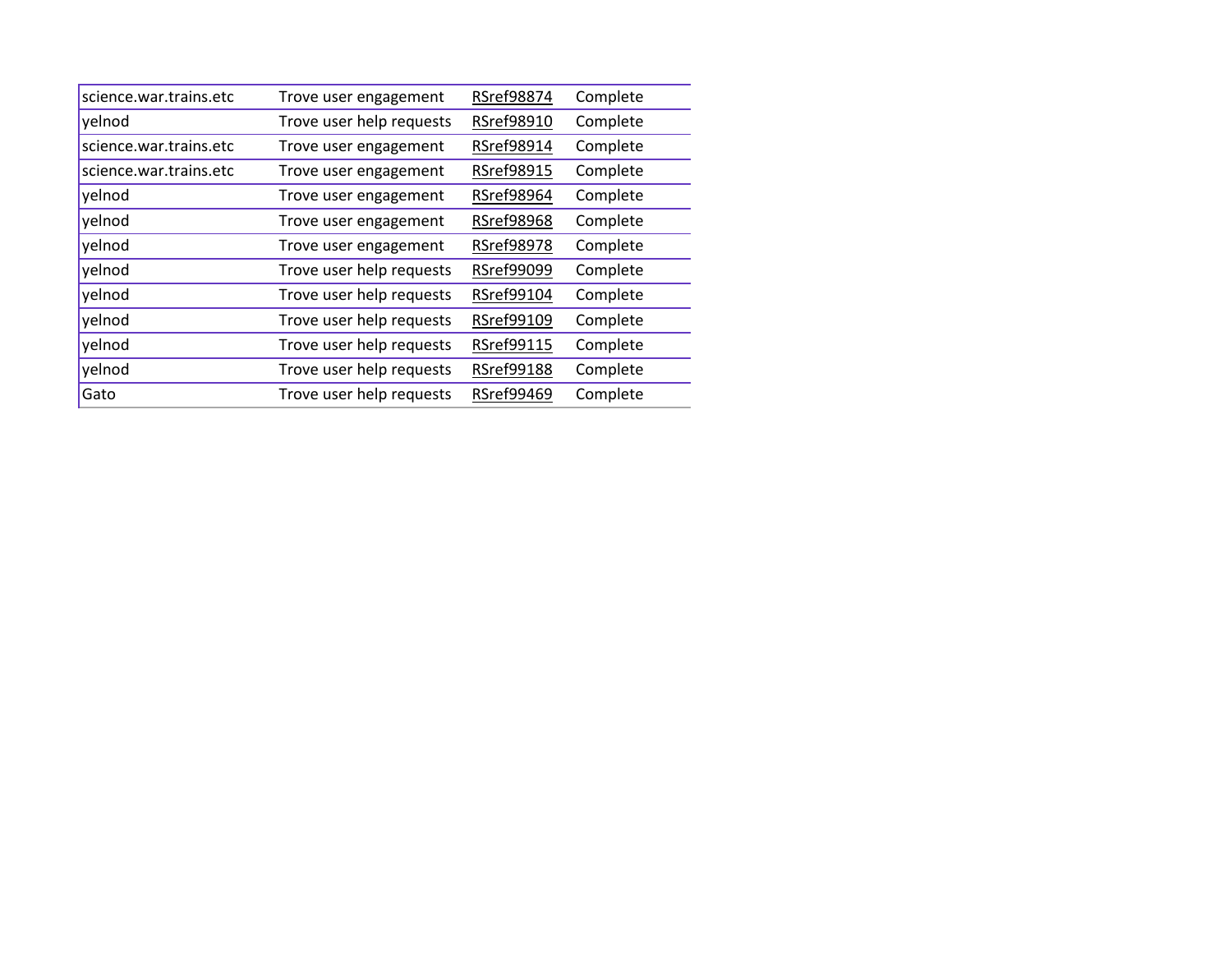| | | | |
|---|---|---|---|
| science.war.trains.etc | Trove user engagement | RSref98874 | Complete |
| yelnod | Trove user help requests | RSref98910 | Complete |
| science.war.trains.etc | Trove user engagement | RSref98914 | Complete |
| science.war.trains.etc | Trove user engagement | RSref98915 | Complete |
| yelnod | Trove user engagement | RSref98964 | Complete |
| yelnod | Trove user engagement | RSref98968 | Complete |
| yelnod | Trove user engagement | RSref98978 | Complete |
| yelnod | Trove user help requests | RSref99099 | Complete |
| yelnod | Trove user help requests | RSref99104 | Complete |
| yelnod | Trove user help requests | RSref99109 | Complete |
| yelnod | Trove user help requests | RSref99115 | Complete |
| yelnod | Trove user help requests | RSref99188 | Complete |
| Gato | Trove user help requests | RSref99469 | Complete |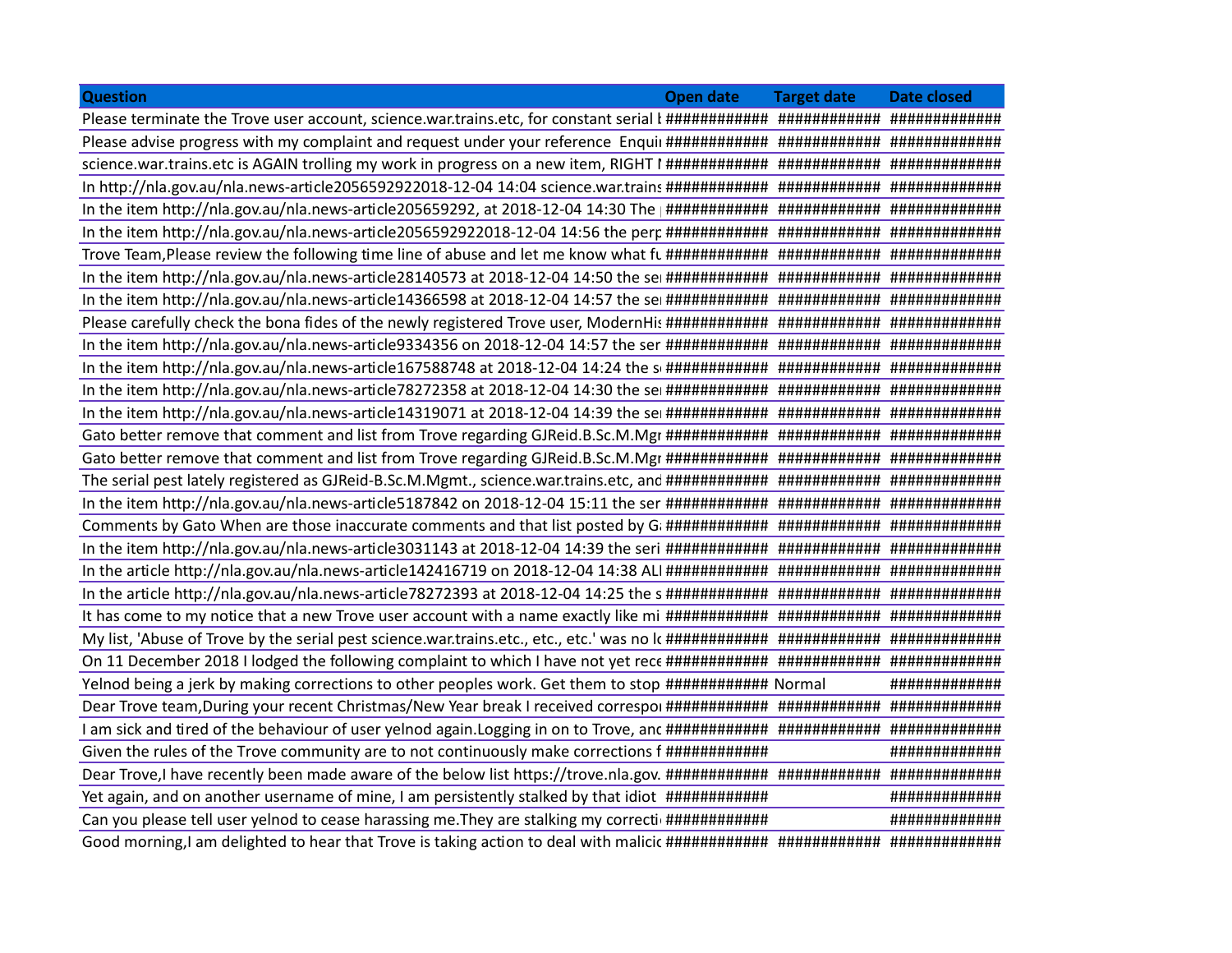| Question | Open date | Target date | Date closed |
|---|---|---|---|
| Please terminate the Trove user account, science.war.trains.etc, for constant serial l | ############ | ############ | ############# |
| Please advise progress with my complaint and request under your reference Enqui | ############ | ############ | ############# |
| science.war.trains.etc is AGAIN trolling my work in progress on a new item, RIGHT I | ############ | ############ | ############# |
| In http://nla.gov.au/nla.news-article2056592922018-12-04 14:04 science.war.trains | ############ | ############ | ############# |
| In the item http://nla.gov.au/nla.news-article205659292, at 2018-12-04 14:30 The | ############ | ############ | ############# |
| In the item http://nla.gov.au/nla.news-article2056592922018-12-04 14:56 the perp | ############ | ############ | ############# |
| Trove Team,Please review the following time line of abuse and let me know what fu | ############ | ############ | ############# |
| In the item http://nla.gov.au/nla.news-article28140573 at 2018-12-04 14:50 the se | ############ | ############ | ############# |
| In the item http://nla.gov.au/nla.news-article14366598 at 2018-12-04 14:57 the se | ############ | ############ | ############# |
| Please carefully check the bona fides of the newly registered Trove user, ModernHis | ############ | ############ | ############# |
| In the item http://nla.gov.au/nla.news-article9334356 on 2018-12-04 14:57 the ser | ############ | ############ | ############# |
| In the item http://nla.gov.au/nla.news-article167588748 at 2018-12-04 14:24 the s | ############ | ############ | ############# |
| In the item http://nla.gov.au/nla.news-article78272358 at 2018-12-04 14:30 the se | ############ | ############ | ############# |
| In the item http://nla.gov.au/nla.news-article14319071 at 2018-12-04 14:39 the se | ############ | ############ | ############# |
| Gato better remove that comment and list from Trove regarding GJReid.B.Sc.M.Mgr | ############ | ############ | ############# |
| Gato better remove that comment and list from Trove regarding GJReid.B.Sc.M.Mgr | ############ | ############ | ############# |
| The serial pest lately registered as GJReid-B.Sc.M.Mgmt., science.war.trains.etc, and | ############ | ############ | ############# |
| In the item http://nla.gov.au/nla.news-article5187842 on 2018-12-04 15:11 the ser | ############ | ############ | ############# |
| Comments by Gato When are those inaccurate comments and that list posted by G | ############ | ############ | ############# |
| In the item http://nla.gov.au/nla.news-article3031143 at 2018-12-04 14:39 the seri | ############ | ############ | ############# |
| In the article http://nla.gov.au/nla.news-article142416719 on 2018-12-04 14:38 ALI | ############ | ############ | ############# |
| In the article http://nla.gov.au/nla.news-article78272393 at 2018-12-04 14:25 the s | ############ | ############ | ############# |
| It has come to my notice that a new Trove user account with a name exactly like mi | ############ | ############ | ############# |
| My list, 'Abuse of Trove by the serial pest science.war.trains.etc., etc., etc.' was no lo | ############ | ############ | ############# |
| On 11 December 2018 I lodged the following complaint to which I have not yet rece | ############ | ############ | ############# |
| Yelnod being a jerk by making corrections to other peoples work. Get them to stop | ############ | Normal | ############# |
| Dear Trove team,During your recent Christmas/New Year break I received correspo | ############ | ############ | ############# |
| I am sick and tired of the behaviour of user yelnod again.Logging in on to Trove, anc | ############ | ############ | ############# |
| Given the rules of the Trove community are to not continuously make corrections f | ############ | | ############# |
| Dear Trove,I have recently been made aware of the below list https://trove.nla.gov. | ############ | ############ | ############# |
| Yet again, and on another username of mine, I am persistently stalked by that idiot | ############ | | ############# |
| Can you please tell user yelnod to cease harassing me.They are stalking my correcti | ############ | | ############# |
| Good morning,I am delighted to hear that Trove is taking action to deal with malicic | ############ | ############ | ############# |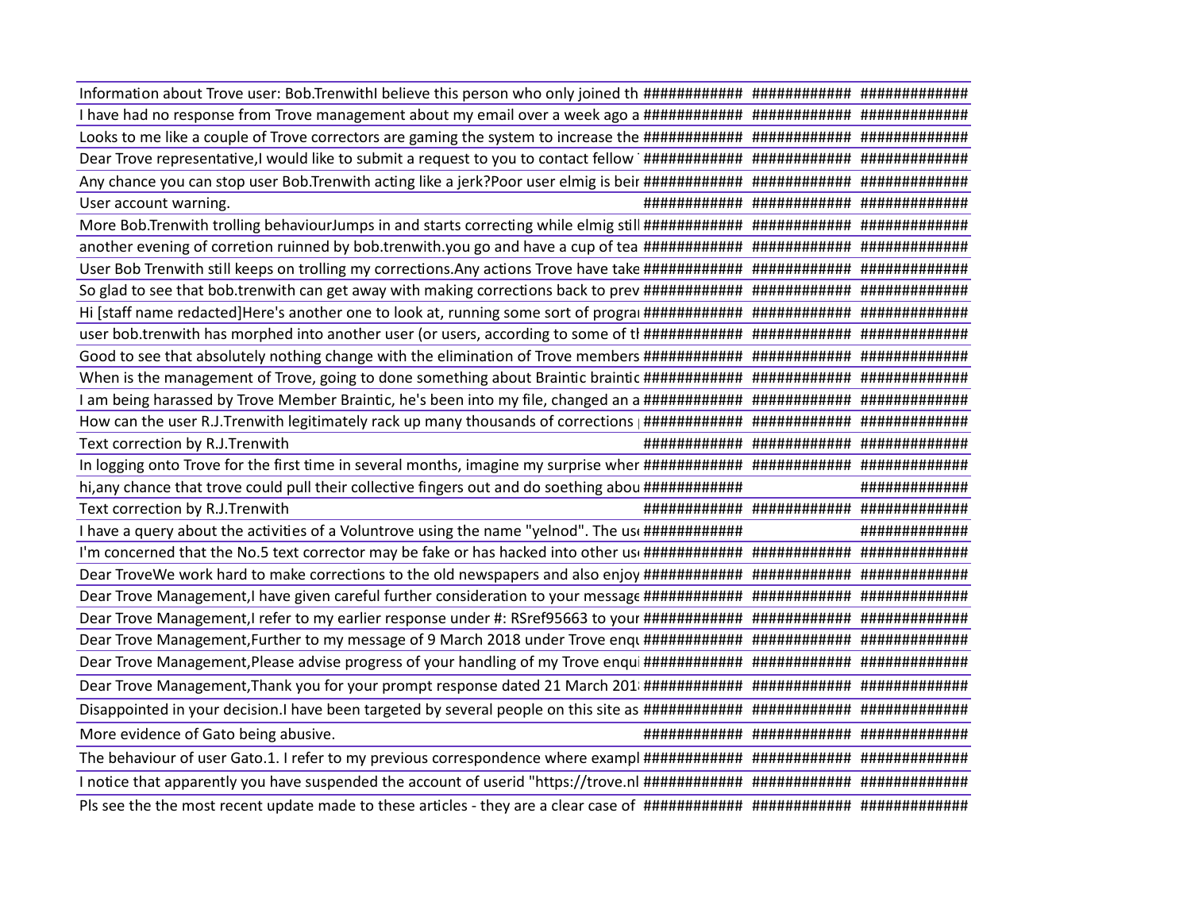| | | | |
|---|---|---|---|
| Information about Trove user: Bob.TrenwithI believe this person who only joined th | ############ | ############ | ############# |
| I have had no response from Trove management about my email over a week ago a | ############ | ############ | ############# |
| Looks to me like a couple of Trove correctors are gaming the system to increase the | ############ | ############ | ############# |
| Dear Trove representative,I would like to submit a request to you to contact fellow | ############ | ############ | ############# |
| Any chance you can stop user Bob.Trenwith acting like a jerk?Poor user elmig is beir | ############ | ############ | ############# |
| User account warning. | ############ | ############ | ############# |
| More Bob.Trenwith trolling behaviourJumps in and starts correcting while elmig still | ############ | ############ | ############# |
| another evening of corretion ruinned by bob.trenwith.you go and have a cup of tea | ############ | ############ | ############# |
| User Bob Trenwith still keeps on trolling my corrections.Any actions Trove have take | ############ | ############ | ############# |
| So glad to see that bob.trenwith can get away with making corrections back to prev | ############ | ############ | ############# |
| Hi [staff name redacted]Here's another one to look at, running some sort of prograi | ############ | ############ | ############# |
| user bob.trenwith has morphed into another user (or users, according to some of tl | ############ | ############ | ############# |
| Good to see that absolutely nothing change with the elimination of Trove members | ############ | ############ | ############# |
| When is the management of Trove, going to done something about Braintic braintic | ############ | ############ | ############# |
| I am being harassed by Trove Member Braintic, he's been into my file, changed an a | ############ | ############ | ############# |
| How can the user R.J.Trenwith legitimately rack up many thousands of corrections | | ############ | ############ | ############# |
| Text correction by R.J.Trenwith | ############ | ############ | ############# |
| In logging onto Trove for the first time in several months, imagine my surprise wher | ############ | ############ | ############# |
| hi,any chance that trove could pull their collective fingers out and do soething abou | ############ | | ############# |
| Text correction by R.J.Trenwith | ############ | ############ | ############# |
| I have a query about the activities of a Voluntrove using the name "yelnod". The us | ############ | | ############# |
| I'm concerned that the No.5 text corrector may be fake or has hacked into other us | ############ | ############ | ############# |
| Dear TroveWe work hard to make corrections to the old newspapers and also enjoy | ############ | ############ | ############# |
| Dear Trove Management,I have given careful further consideration to your message | ############ | ############ | ############# |
| Dear Trove Management,I refer to my earlier response under #: RSref95663 to your | ############ | ############ | ############# |
| Dear Trove Management,Further to my message of 9 March 2018 under Trove enqu | ############ | ############ | ############# |
| Dear Trove Management,Please advise progress of your handling of my Trove enqui | ############ | ############ | ############# |
| Dear Trove Management,Thank you for your prompt response dated 21 March 201 | ############ | ############ | ############# |
| Disappointed in your decision.I have been targeted by several people on this site as | ############ | ############ | ############# |
| More evidence of Gato being abusive. | ############ | ############ | ############# |
| The behaviour of user Gato.1. I refer to my previous correspondence where exampl | ############ | ############ | ############# |
| I notice that apparently you have suspended the account of userid "https://trove.nl | ############ | ############ | ############# |
| Pls see the the most recent update made to these articles - they are a clear case of | ############ | ############ | ############# |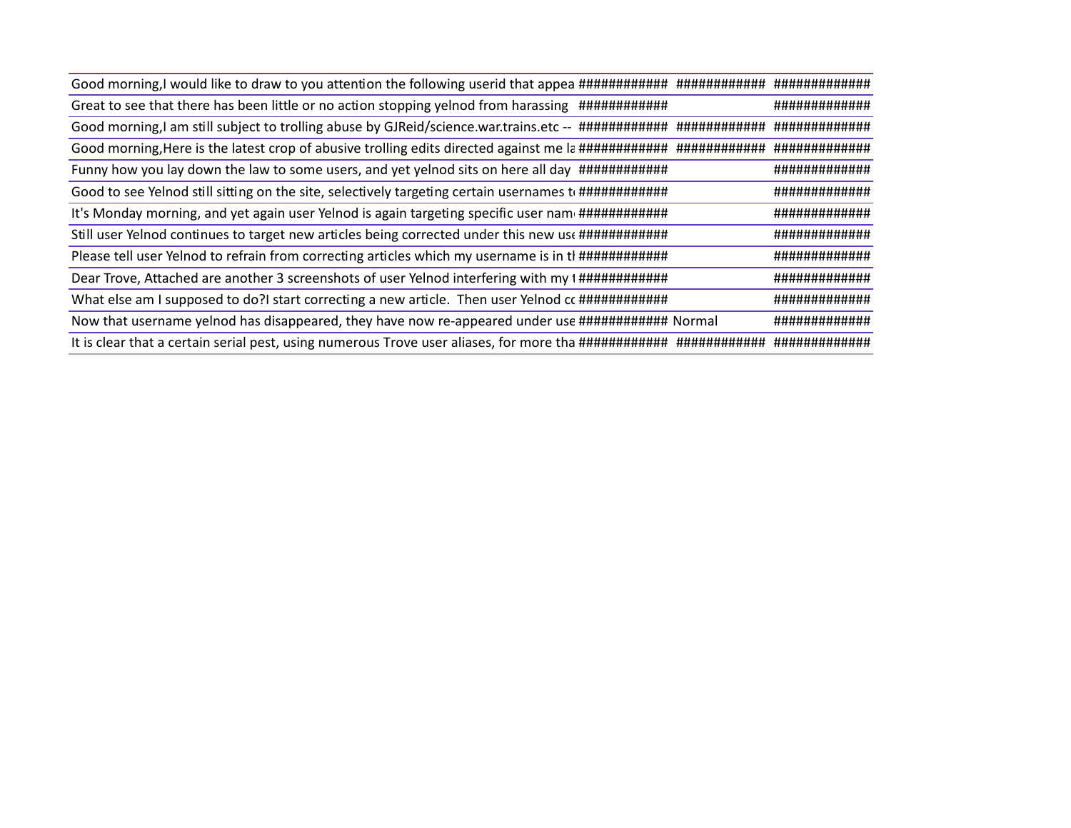| | | | |
|---|---|---|---|
| Good morning,I would like to draw to you attention the following userid that appea | ############ | ############ | ############# |
| Great to see that there has been little or no action stopping yelnod from harassing | ############ | | ############# |
| Good morning,I am still subject to trolling abuse by GJReid/science.war.trains.etc -- | ############ | ############ | ############# |
| Good morning,Here is the latest crop of abusive trolling edits directed against me la | ############ | ############ | ############# |
| Funny how you lay down the law to some users, and yet yelnod sits on here all day | ############ | | ############# |
| Good to see Yelnod still sitting on the site, selectively targeting certain usernames t | ############ | | ############# |
| It's Monday morning, and yet again user Yelnod is again targeting specific user nam | ############ | | ############# |
| Still user Yelnod continues to target new articles being corrected under this new use | ############ | | ############# |
| Please tell user Yelnod to refrain from correcting articles which my username is in tl | ############ | | ############# |
| Dear Trove, Attached are another 3 screenshots of user Yelnod interfering with my t | ############ | | ############# |
| What else am I supposed to do?I start correcting a new article. Then user Yelnod cc | ############ | | ############# |
| Now that username yelnod has disappeared, they have now re-appeared under use | ############ | Normal | ############# |
| It is clear that a certain serial pest, using numerous Trove user aliases, for more tha | ############ | ############ | ############# |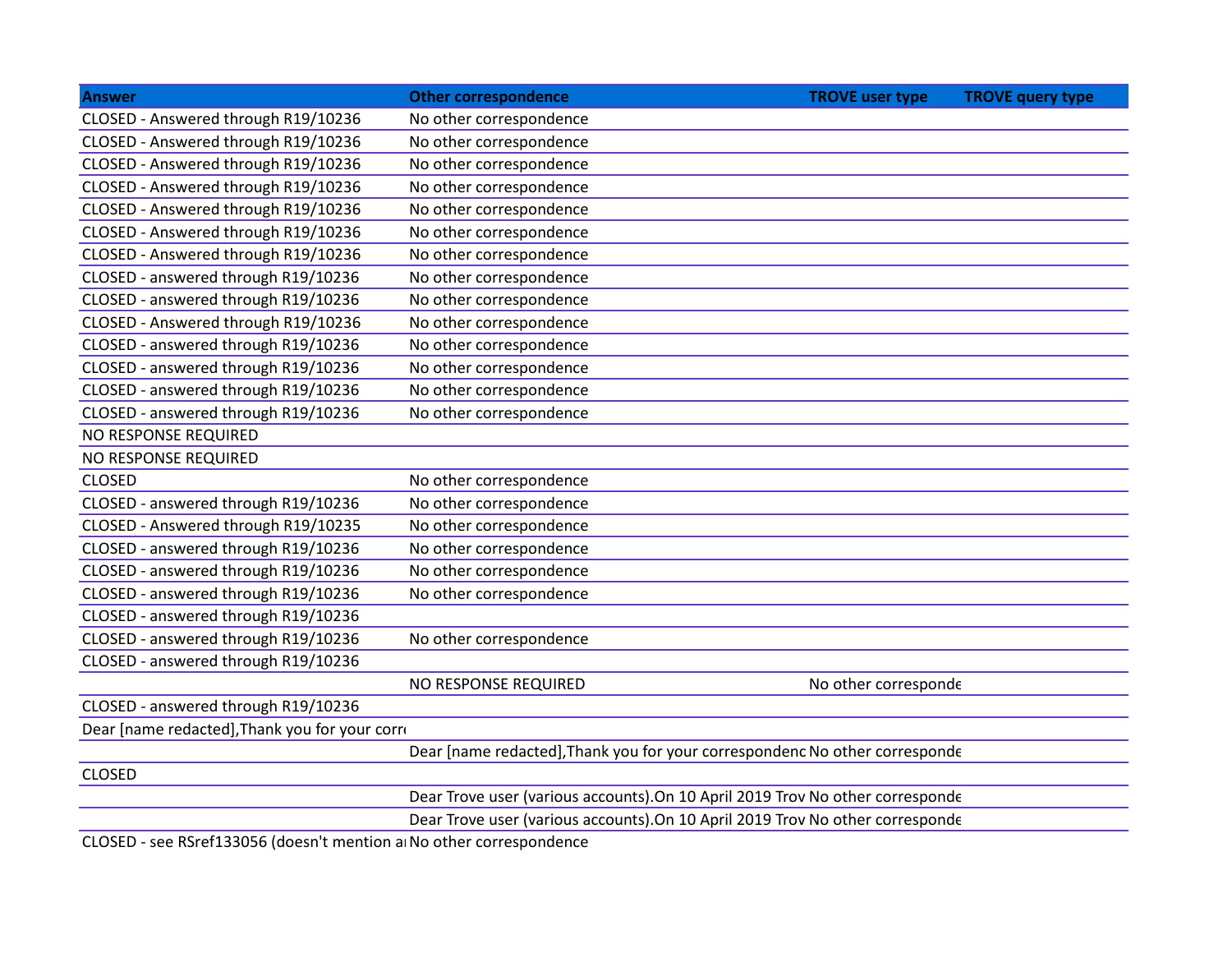| Answer | Other correspondence | TROVE user type | TROVE query type |
|---|---|---|---|
| CLOSED - Answered through R19/10236 | No other correspondence | | |
| CLOSED - Answered through R19/10236 | No other correspondence | | |
| CLOSED - Answered through R19/10236 | No other correspondence | | |
| CLOSED - Answered through R19/10236 | No other correspondence | | |
| CLOSED - Answered through R19/10236 | No other correspondence | | |
| CLOSED - Answered through R19/10236 | No other correspondence | | |
| CLOSED - Answered through R19/10236 | No other correspondence | | |
| CLOSED - answered through R19/10236 | No other correspondence | | |
| CLOSED - answered through R19/10236 | No other correspondence | | |
| CLOSED - Answered through R19/10236 | No other correspondence | | |
| CLOSED - answered through R19/10236 | No other correspondence | | |
| CLOSED - answered through R19/10236 | No other correspondence | | |
| CLOSED - answered through R19/10236 | No other correspondence | | |
| CLOSED - answered through R19/10236 | No other correspondence | | |
| NO RESPONSE REQUIRED | | | |
| NO RESPONSE REQUIRED | | | |
| CLOSED | No other correspondence | | |
| CLOSED - answered through R19/10236 | No other correspondence | | |
| CLOSED - Answered through R19/10235 | No other correspondence | | |
| CLOSED - answered through R19/10236 | No other correspondence | | |
| CLOSED - answered through R19/10236 | No other correspondence | | |
| CLOSED - answered through R19/10236 | No other correspondence | | |
| CLOSED - answered through R19/10236 | | | |
| CLOSED - answered through R19/10236 | No other correspondence | | |
| CLOSED - answered through R19/10236 | | | |
| | NO RESPONSE REQUIRED | No other corresponde | |
| CLOSED - answered through R19/10236 | | | |
| Dear [name redacted],Thank you for your corr | | | |
| | Dear [name redacted],Thank you for your correspondenc | No other corresponde | |
| CLOSED | | | |
| | Dear Trove user (various accounts).On 10 April 2019 Trov | No other corresponde | |
| | Dear Trove user (various accounts).On 10 April 2019 Trov | No other corresponde | |
| CLOSED - see RSref133056 (doesn't mention a | No other correspondence | | |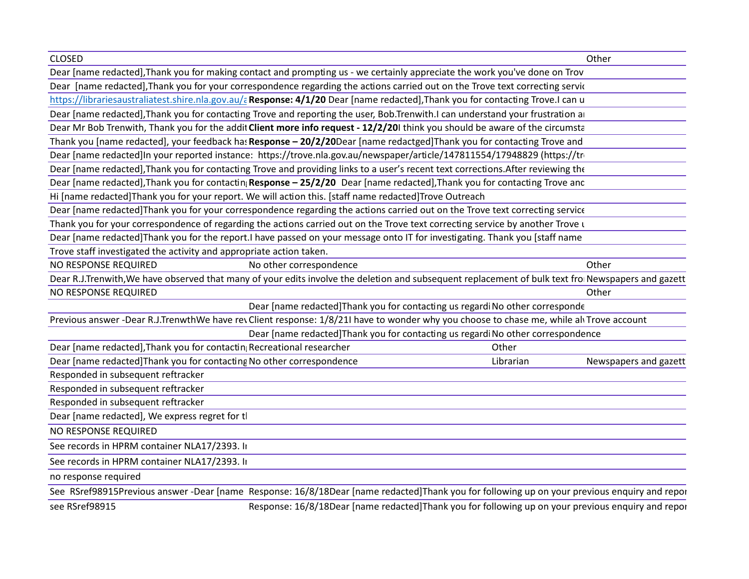| | | | | |
|---|---|---|---|---|
| CLOSED | | | | Other |
| Dear [name redacted],Thank you for making contact and prompting us - we certainly appreciate the work you've done on Trov | | | | |
| Dear [name redacted],Thank you for your correspondence regarding the actions carried out on the Trove text correcting servic | | | | |
| https://librariesaustraliatest.shire.nla.gov.au/a | **Response: 4/1/20** Dear [name redacted],Thank you for contacting Trove.I can u | | | |
| Dear [name redacted],Thank you for contacting Trove and reporting the user, Bob.Trenwith.I can understand your frustration ar | | | | |
| Dear Mr Bob Trenwith, Thank you for the addit | **Client more info request - 12/2/20**I think you should be aware of the circumsta | | | |
| Thank you [name redacted], your feedback has | **Response – 20/2/20**Dear [name redactged]Thank you for contacting Trove and | | | |
| Dear [name redacted]In your reported instance: https://trove.nla.gov.au/newspaper/article/147811554/17948829 (https://tr | | | | |
| Dear [name redacted],Thank you for contacting Trove and providing links to a user's recent text corrections.After reviewing the | | | | |
| Dear [name redacted],Thank you for contactin | **Response – 25/2/20** Dear [name redacted],Thank you for contacting Trove anc | | | |
| Hi [name redacted]Thank you for your report. We will action this. [staff name redacted]Trove Outreach | | | | |
| Dear [name redacted]Thank you for your correspondence regarding the actions carried out on the Trove text correcting service | | | | |
| Thank you for your correspondence of regarding the actions carried out on the Trove text correcting service by another Trove u | | | | |
| Dear [name redacted]Thank you for the report.I have passed on your message onto IT for investigating. Thank you [staff name | | | | |
| Trove staff investigated the activity and appropriate action taken. | | | | |
| NO RESPONSE REQUIRED | No other correspondence | | | Other |
| Dear R.J.Trenwith,We have observed that many of your edits involve the deletion and subsequent replacement of bulk text fro | | | | Newspapers and gazett |
| NO RESPONSE REQUIRED | | | | Other |
| | Dear [name redacted]Thank you for contacting us regardi | No other corresponde | | |
| Previous answer -Dear R.J.TrenwthWe have rev | Client response: 1/8/21I have to wonder why you choose to chase me, while alv | | | Trove account |
| | Dear [name redacted]Thank you for contacting us regardi | No other correspondence | | |
| Dear [name redacted],Thank you for contactin | Recreational researcher | Other | | |
| Dear [name redacted]Thank you for contacting | No other correspondence | Librarian | | Newspapers and gazett |
| Responded in subsequent reftracker | | | | |
| Responded in subsequent reftracker | | | | |
| Responded in subsequent reftracker | | | | |
| Dear [name redacted], We express regret for tl | | | | |
| NO RESPONSE REQUIRED | | | | |
| See records in HPRM container NLA17/2393. Ir | | | | |
| See records in HPRM container NLA17/2393. Ir | | | | |
| no response required | | | | |
| See RSref98915Previous answer -Dear [name | Response: 16/8/18Dear [name redacted]Thank you for following up on your previous enquiry and repor | | | |
| see RSref98915 | Response: 16/8/18Dear [name redacted]Thank you for following up on your previous enquiry and repor | | | |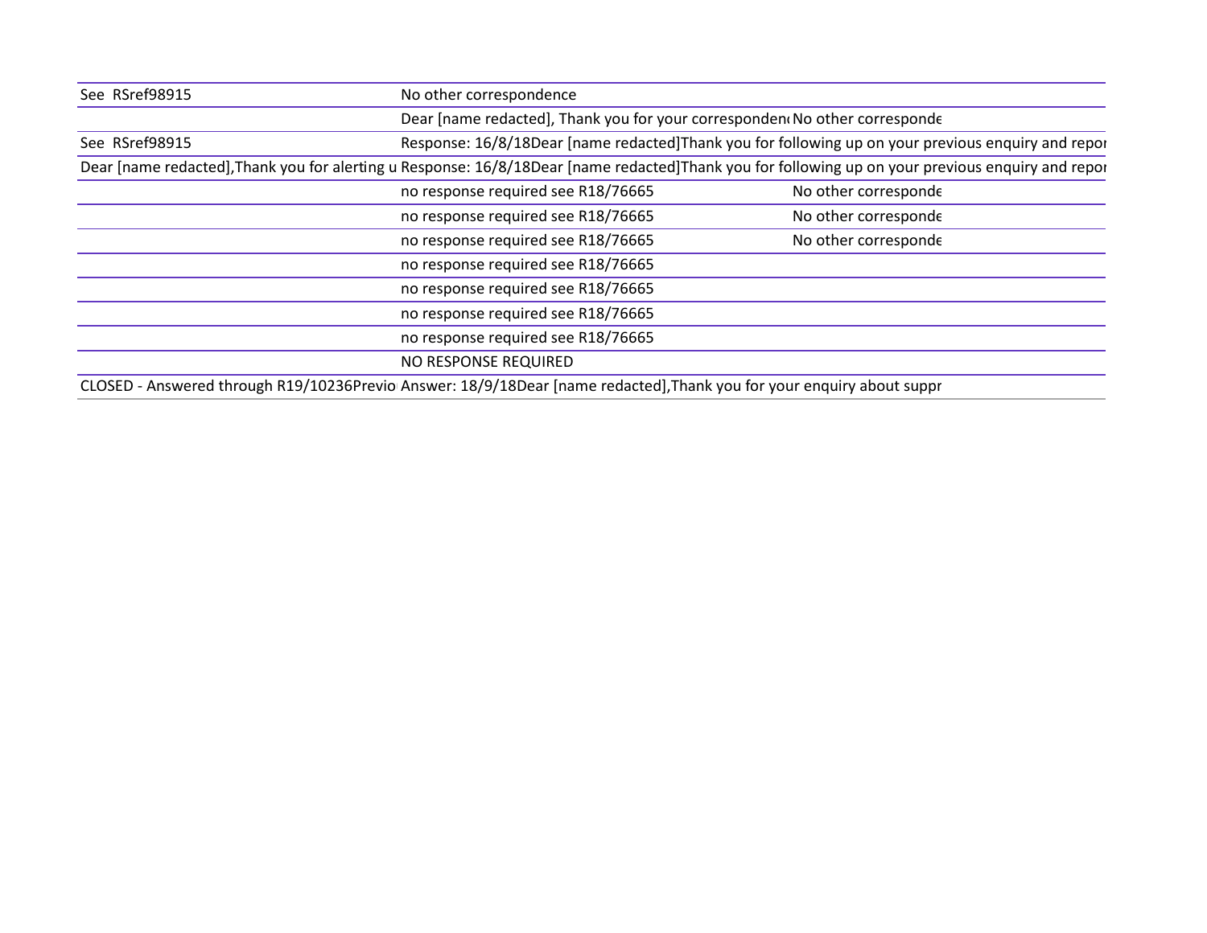| | | |
|---|---|---|
| See RSref98915 | No other correspondence | |
| | Dear [name redacted], Thank you for your corresponden | No other corresponde |
| See RSref98915 | Response: 16/8/18Dear [name redacted]Thank you for following up on your previous enquiry and repor | |
| Dear [name redacted],Thank you for alerting u | Response: 16/8/18Dear [name redacted]Thank you for following up on your previous enquiry and repor | |
| | no response required see R18/76665 | No other corresponde |
| | no response required see R18/76665 | No other corresponde |
| | no response required see R18/76665 | No other corresponde |
| | no response required see R18/76665 | |
| | no response required see R18/76665 | |
| | no response required see R18/76665 | |
| | no response required see R18/76665 | |
| | NO RESPONSE REQUIRED | |
| CLOSED - Answered through R19/10236Previo | Answer: 18/9/18Dear [name redacted],Thank you for your enquiry about suppr | |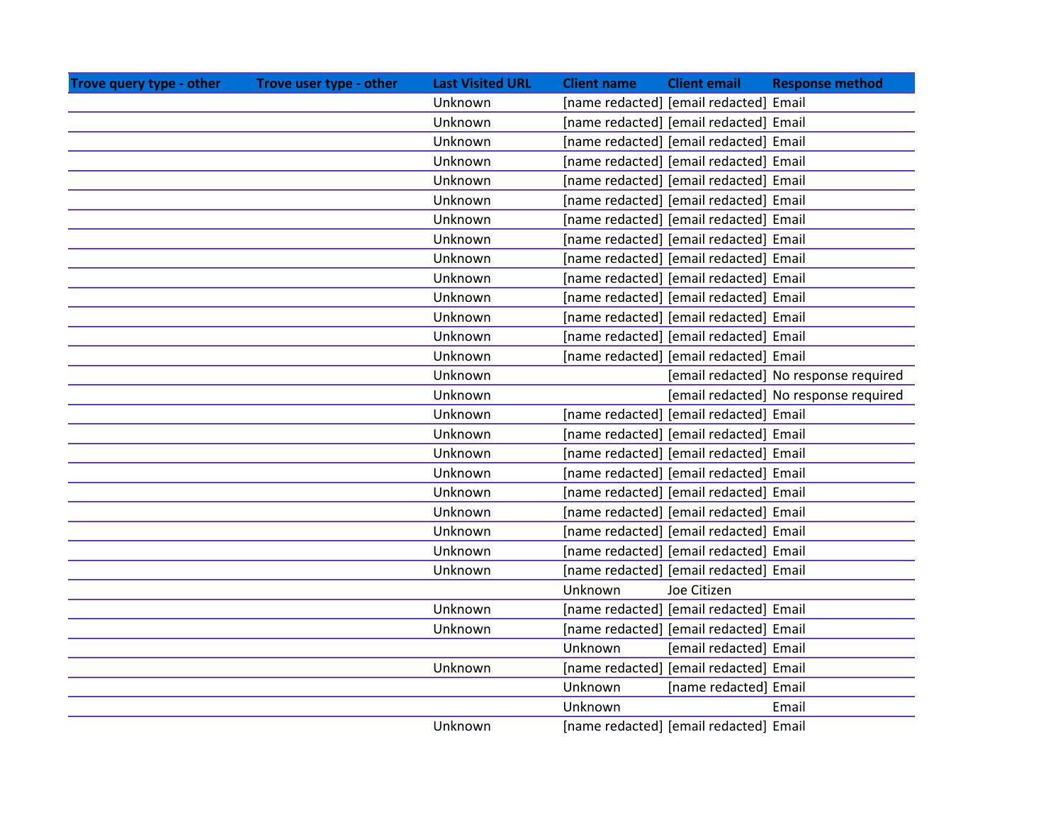| Trove query type - other | Trove user type - other | Last Visited URL | Client name | Client email | Response method |
|---|---|---|---|---|---|
| | | Unknown | [name redacted] | [email redacted] | Email |
| | | Unknown | [name redacted] | [email redacted] | Email |
| | | Unknown | [name redacted] | [email redacted] | Email |
| | | Unknown | [name redacted] | [email redacted] | Email |
| | | Unknown | [name redacted] | [email redacted] | Email |
| | | Unknown | [name redacted] | [email redacted] | Email |
| | | Unknown | [name redacted] | [email redacted] | Email |
| | | Unknown | [name redacted] | [email redacted] | Email |
| | | Unknown | [name redacted] | [email redacted] | Email |
| | | Unknown | [name redacted] | [email redacted] | Email |
| | | Unknown | [name redacted] | [email redacted] | Email |
| | | Unknown | [name redacted] | [email redacted] | Email |
| | | Unknown | [name redacted] | [email redacted] | Email |
| | | Unknown | [name redacted] | [email redacted] | Email |
| | | Unknown | | [email redacted] | No response required |
| | | Unknown | | [email redacted] | No response required |
| | | Unknown | [name redacted] | [email redacted] | Email |
| | | Unknown | [name redacted] | [email redacted] | Email |
| | | Unknown | [name redacted] | [email redacted] | Email |
| | | Unknown | [name redacted] | [email redacted] | Email |
| | | Unknown | [name redacted] | [email redacted] | Email |
| | | Unknown | [name redacted] | [email redacted] | Email |
| | | Unknown | [name redacted] | [email redacted] | Email |
| | | Unknown | [name redacted] | [email redacted] | Email |
| | | Unknown | [name redacted] | [email redacted] | Email |
| | | | Unknown | Joe Citizen | |
| | | Unknown | [name redacted] | [email redacted] | Email |
| | | Unknown | [name redacted] | [email redacted] | Email |
| | | | Unknown | [email redacted] | Email |
| | | Unknown | [name redacted] | [email redacted] | Email |
| | | | Unknown | [name redacted] | Email |
| | | | Unknown | | Email |
| | | Unknown | [name redacted] | [email redacted] | Email |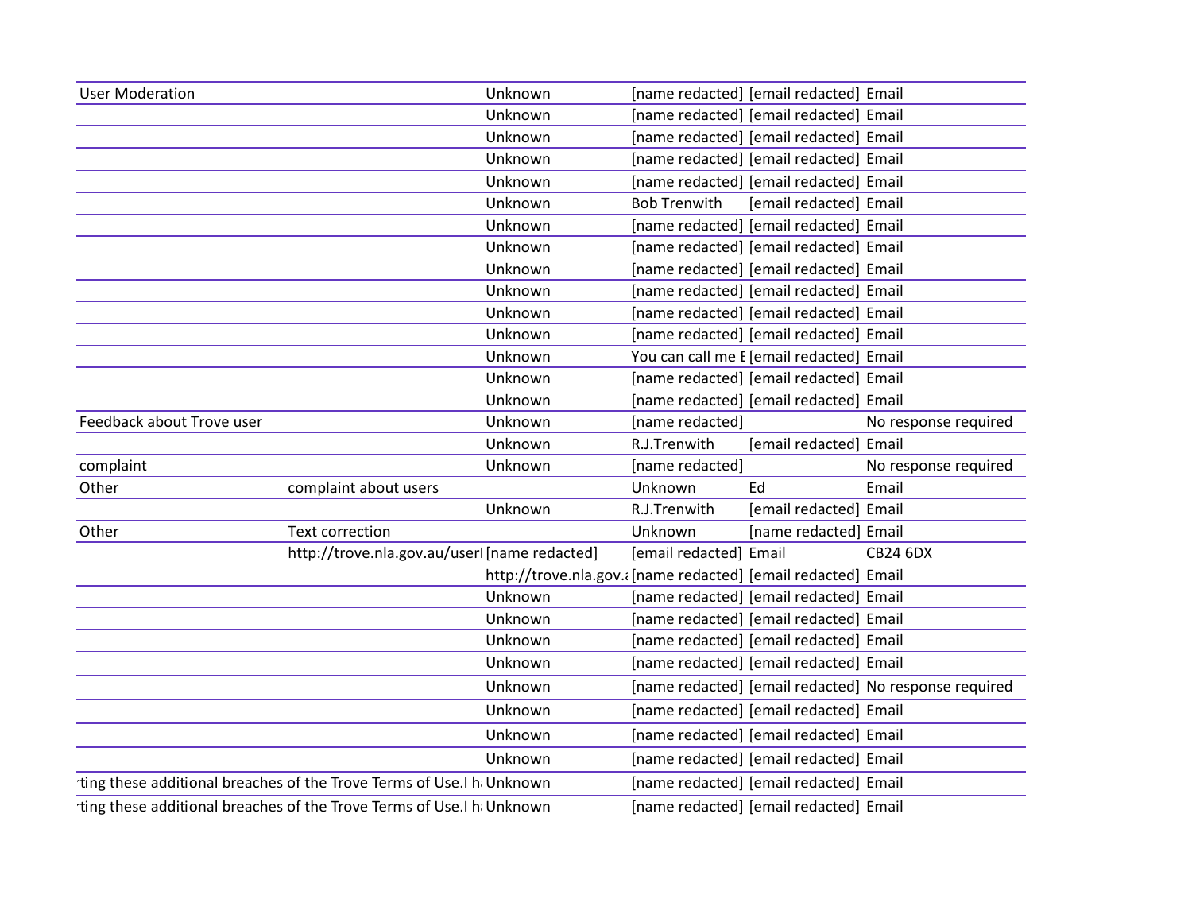| | | | | | |
|---|---|---|---|---|---|
| User Moderation | | Unknown | [name redacted] | [email redacted] | Email |
| | | Unknown | [name redacted] | [email redacted] | Email |
| | | Unknown | [name redacted] | [email redacted] | Email |
| | | Unknown | [name redacted] | [email redacted] | Email |
| | | Unknown | [name redacted] | [email redacted] | Email |
| | | Unknown | Bob Trenwith | [email redacted] | Email |
| | | Unknown | [name redacted] | [email redacted] | Email |
| | | Unknown | [name redacted] | [email redacted] | Email |
| | | Unknown | [name redacted] | [email redacted] | Email |
| | | Unknown | [name redacted] | [email redacted] | Email |
| | | Unknown | [name redacted] | [email redacted] | Email |
| | | Unknown | [name redacted] | [email redacted] | Email |
| | | Unknown | You can call me E | [email redacted] | Email |
| | | Unknown | [name redacted] | [email redacted] | Email |
| | | Unknown | [name redacted] | [email redacted] | Email |
| Feedback about Trove user | | Unknown | [name redacted] | | No response required |
| | | Unknown | R.J.Trenwith | [email redacted] | Email |
| complaint | | Unknown | [name redacted] | | No response required |
| Other | complaint about users | | Unknown | Ed | Email |
| | | Unknown | R.J.Trenwith | [email redacted] | Email |
| Other | Text correction | | Unknown | [name redacted] | Email |
| | http://trove.nla.gov.au/userI | [name redacted] | [email redacted] | Email | CB24 6DX |
| | | http://trove.nla.gov.a | [name redacted] | [email redacted] | Email |
| | | Unknown | [name redacted] | [email redacted] | Email |
| | | Unknown | [name redacted] | [email redacted] | Email |
| | | Unknown | [name redacted] | [email redacted] | Email |
| | | Unknown | [name redacted] | [email redacted] | Email |
| | | Unknown | [name redacted] | [email redacted] | No response required |
| | | Unknown | [name redacted] | [email redacted] | Email |
| | | Unknown | [name redacted] | [email redacted] | Email |
| | | Unknown | [name redacted] | [email redacted] | Email |
| ting these additional breaches of the Trove Terms of Use.I h | | Unknown | [name redacted] | [email redacted] | Email |
| ting these additional breaches of the Trove Terms of Use.I h | | Unknown | [name redacted] | [email redacted] | Email |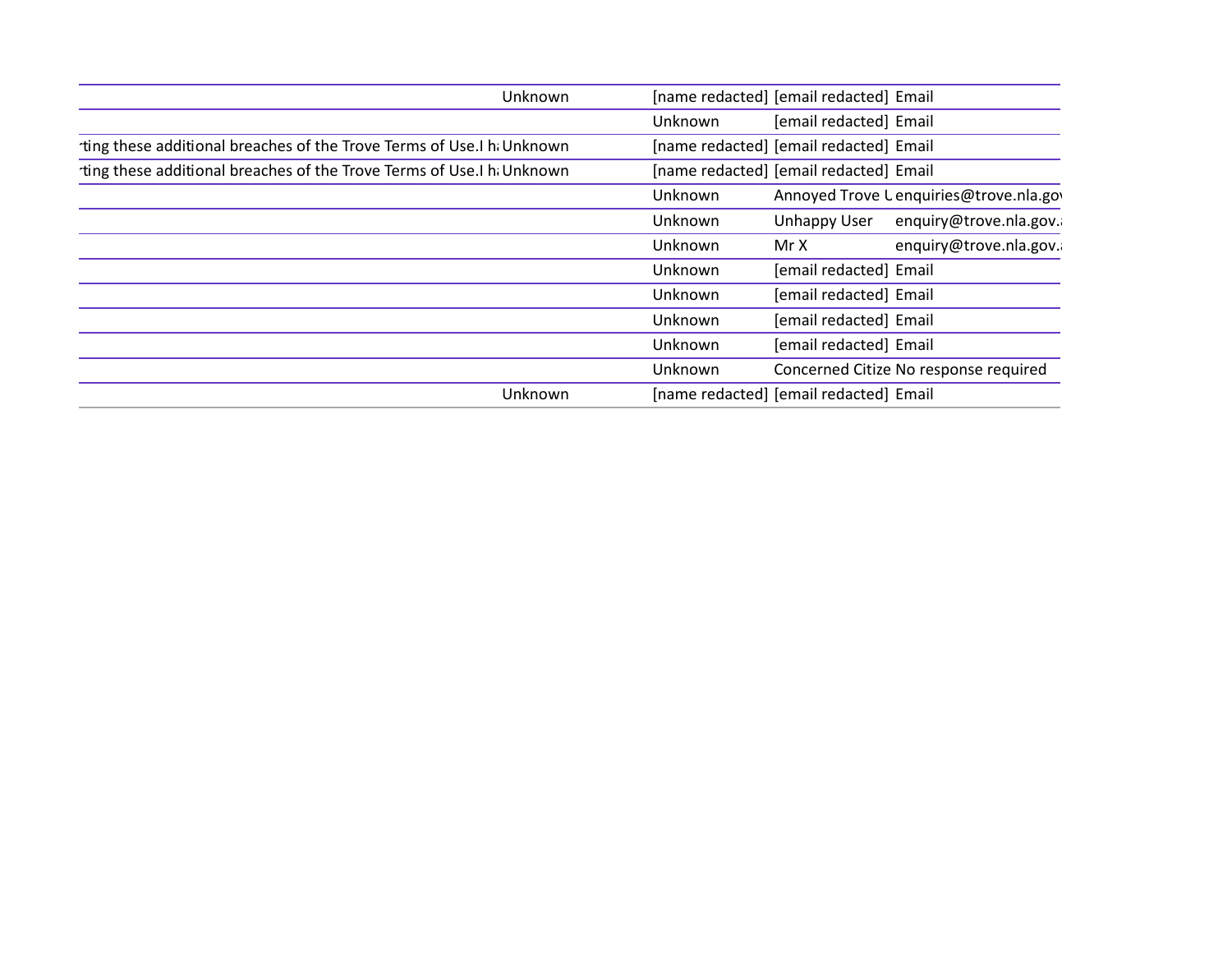| | | | | |
|---|---|---|---|---|
| Unknown | | [name redacted] | [email redacted] | Email |
| | Unknown | | [email redacted] | Email |
| ·ting these additional breaches of the Trove Terms of Use.I h: Unknown | | [name redacted] | [email redacted] | Email |
| ·ting these additional breaches of the Trove Terms of Use.I h: Unknown | | [name redacted] | [email redacted] | Email |
| | Unknown | | Annoyed Trove L | enquiries@trove.nla.gov |
| | Unknown | | Unhappy User | enquiry@trove.nla.gov.a |
| | Unknown | | Mr X | enquiry@trove.nla.gov.a |
| | Unknown | | [email redacted] | Email |
| | Unknown | | [email redacted] | Email |
| | Unknown | | [email redacted] | Email |
| | Unknown | | [email redacted] | Email |
| | Unknown | | Concerned Citize | No response required |
| Unknown | | [name redacted] | [email redacted] | Email |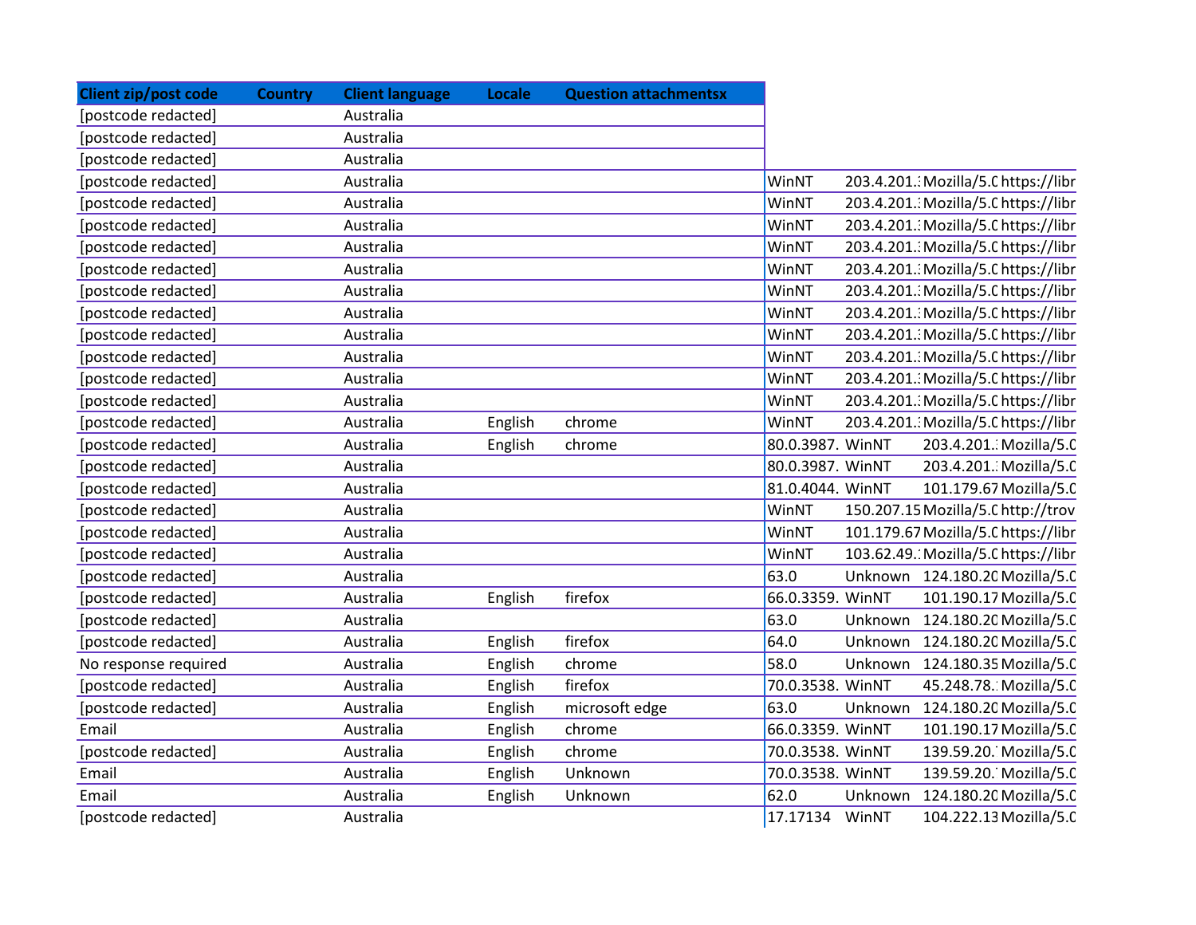| Client zip/post code | Country | Client language | Locale | Question attachmentsx | | | | |
|---|---|---|---|---|---|---|---|---|
| [postcode redacted] | | Australia | | | | | | |
| [postcode redacted] | | Australia | | | | | | |
| [postcode redacted] | | Australia | | | | | | |
| [postcode redacted] | | Australia | | | WinNT | 203.4.201. | Mozilla/5.0 | https://libr |
| [postcode redacted] | | Australia | | | WinNT | 203.4.201. | Mozilla/5.0 | https://libr |
| [postcode redacted] | | Australia | | | WinNT | 203.4.201. | Mozilla/5.0 | https://libr |
| [postcode redacted] | | Australia | | | WinNT | 203.4.201. | Mozilla/5.0 | https://libr |
| [postcode redacted] | | Australia | | | WinNT | 203.4.201. | Mozilla/5.0 | https://libr |
| [postcode redacted] | | Australia | | | WinNT | 203.4.201. | Mozilla/5.0 | https://libr |
| [postcode redacted] | | Australia | | | WinNT | 203.4.201. | Mozilla/5.0 | https://libr |
| [postcode redacted] | | Australia | | | WinNT | 203.4.201. | Mozilla/5.0 | https://libr |
| [postcode redacted] | | Australia | | | WinNT | 203.4.201. | Mozilla/5.0 | https://libr |
| [postcode redacted] | | Australia | | | WinNT | 203.4.201. | Mozilla/5.0 | https://libr |
| [postcode redacted] | | Australia | | | WinNT | 203.4.201. | Mozilla/5.0 | https://libr |
| [postcode redacted] | | Australia | English | chrome | WinNT | 203.4.201. | Mozilla/5.0 | https://libr |
| [postcode redacted] | | Australia | English | chrome | 80.0.3987. | WinNT | 203.4.201. | Mozilla/5.0 |
| [postcode redacted] | | Australia | | | 80.0.3987. | WinNT | 203.4.201. | Mozilla/5.0 |
| [postcode redacted] | | Australia | | | 81.0.4044. | WinNT | 101.179.67 | Mozilla/5.0 |
| [postcode redacted] | | Australia | | | WinNT | 150.207.15 | Mozilla/5.0 | http://trov |
| [postcode redacted] | | Australia | | | WinNT | 101.179.67 | Mozilla/5.0 | https://libr |
| [postcode redacted] | | Australia | | | WinNT | 103.62.49. | Mozilla/5.0 | https://libr |
| [postcode redacted] | | Australia | | | 63.0 | Unknown | 124.180.20 | Mozilla/5.0 |
| [postcode redacted] | | Australia | English | firefox | 66.0.3359. | WinNT | 101.190.17 | Mozilla/5.0 |
| [postcode redacted] | | Australia | | | 63.0 | Unknown | 124.180.20 | Mozilla/5.0 |
| [postcode redacted] | | Australia | English | firefox | 64.0 | Unknown | 124.180.20 | Mozilla/5.0 |
| No response required | | Australia | English | chrome | 58.0 | Unknown | 124.180.35 | Mozilla/5.0 |
| [postcode redacted] | | Australia | English | firefox | 70.0.3538. | WinNT | 45.248.78. | Mozilla/5.0 |
| [postcode redacted] | | Australia | English | microsoft edge | 63.0 | Unknown | 124.180.20 | Mozilla/5.0 |
| Email | | Australia | English | chrome | 66.0.3359. | WinNT | 101.190.17 | Mozilla/5.0 |
| [postcode redacted] | | Australia | English | chrome | 70.0.3538. | WinNT | 139.59.20. | Mozilla/5.0 |
| Email | | Australia | English | Unknown | 70.0.3538. | WinNT | 139.59.20. | Mozilla/5.0 |
| Email | | Australia | English | Unknown | 62.0 | Unknown | 124.180.20 | Mozilla/5.0 |
| [postcode redacted] | | Australia | | | 17.17134 | WinNT | 104.222.13 | Mozilla/5.0 |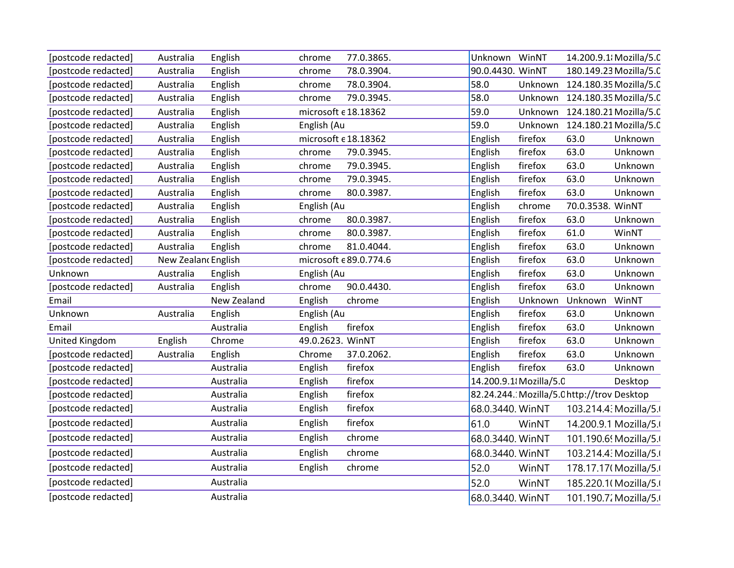| | | | | | | | | |
|---|---|---|---|---|---|---|---|---|
| [postcode redacted] | Australia | English | chrome | 77.0.3865. | Unknown | WinNT | 14.200.9.1 | Mozilla/5.0 |
| [postcode redacted] | Australia | English | chrome | 78.0.3904. | 90.0.4430. | WinNT | 180.149.23 | Mozilla/5.0 |
| [postcode redacted] | Australia | English | chrome | 78.0.3904. | 58.0 | Unknown | 124.180.35 | Mozilla/5.0 |
| [postcode redacted] | Australia | English | chrome | 79.0.3945. | 58.0 | Unknown | 124.180.35 | Mozilla/5.0 |
| [postcode redacted] | Australia | English | microsoft e | 18.18362 | 59.0 | Unknown | 124.180.21 | Mozilla/5.0 |
| [postcode redacted] | Australia | English | English (Au | | 59.0 | Unknown | 124.180.21 | Mozilla/5.0 |
| [postcode redacted] | Australia | English | microsoft e | 18.18362 | English | firefox | 63.0 | Unknown |
| [postcode redacted] | Australia | English | chrome | 79.0.3945. | English | firefox | 63.0 | Unknown |
| [postcode redacted] | Australia | English | chrome | 79.0.3945. | English | firefox | 63.0 | Unknown |
| [postcode redacted] | Australia | English | chrome | 79.0.3945. | English | firefox | 63.0 | Unknown |
| [postcode redacted] | Australia | English | chrome | 80.0.3987. | English | firefox | 63.0 | Unknown |
| [postcode redacted] | Australia | English | English (Au | | English | chrome | 70.0.3538. | WinNT |
| [postcode redacted] | Australia | English | chrome | 80.0.3987. | English | firefox | 63.0 | Unknown |
| [postcode redacted] | Australia | English | chrome | 80.0.3987. | English | firefox | 61.0 | WinNT |
| [postcode redacted] | Australia | English | chrome | 81.0.4044. | English | firefox | 63.0 | Unknown |
| [postcode redacted] | New Zealand | English | microsoft e | 89.0.774.6 | English | firefox | 63.0 | Unknown |
| Unknown | Australia | English | English (Au | | English | firefox | 63.0 | Unknown |
| [postcode redacted] | Australia | English | chrome | 90.0.4430. | English | firefox | 63.0 | Unknown |
| Email | | New Zealand | English | chrome | English | Unknown | Unknown | WinNT |
| Unknown | Australia | English | English (Au | | English | firefox | 63.0 | Unknown |
| Email | | Australia | English | firefox | English | firefox | 63.0 | Unknown |
| United Kingdom | English | Chrome | 49.0.2623. | WinNT | English | firefox | 63.0 | Unknown |
| [postcode redacted] | Australia | English | Chrome | 37.0.2062. | English | firefox | 63.0 | Unknown |
| [postcode redacted] | | Australia | English | firefox | English | firefox | 63.0 | Unknown |
| [postcode redacted] | | Australia | English | firefox | 14.200.9.1 | Mozilla/5.0 | | Desktop |
| [postcode redacted] | | Australia | English | firefox | 82.24.244. | Mozilla/5.0 | http://trov | Desktop |
| [postcode redacted] | | Australia | English | firefox | 68.0.3440. | WinNT | 103.214.4 | Mozilla/5.0 |
| [postcode redacted] | | Australia | English | firefox | 61.0 | WinNT | 14.200.9.1 | Mozilla/5.0 |
| [postcode redacted] | | Australia | English | chrome | 68.0.3440. | WinNT | 101.190.6 | Mozilla/5.0 |
| [postcode redacted] | | Australia | English | chrome | 68.0.3440. | WinNT | 103.214.4 | Mozilla/5.0 |
| [postcode redacted] | | Australia | English | chrome | 52.0 | WinNT | 178.17.17 | Mozilla/5.0 |
| [postcode redacted] | | Australia | | | 52.0 | WinNT | 185.220.1 | Mozilla/5.0 |
| [postcode redacted] | | Australia | | | 68.0.3440. | WinNT | 101.190.7 | Mozilla/5.0 |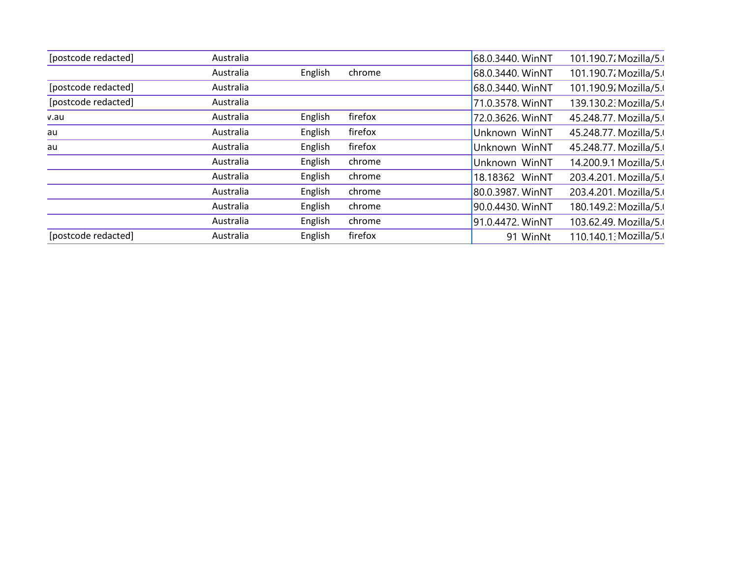| | | | | | | | |
|---|---|---|---|---|---|---|---|
| [postcode redacted] | Australia | | | 68.0.3440. | WinNT | 101.190.7: | Mozilla/5.( |
| | Australia | English | chrome | 68.0.3440. | WinNT | 101.190.7: | Mozilla/5.( |
| [postcode redacted] | Australia | | | 68.0.3440. | WinNT | 101.190.9: | Mozilla/5.( |
| [postcode redacted] | Australia | | | 71.0.3578. | WinNT | 139.130.2: | Mozilla/5.( |
| v.au | Australia | English | firefox | 72.0.3626. | WinNT | 45.248.77. | Mozilla/5.( |
| au | Australia | English | firefox | Unknown | WinNT | 45.248.77. | Mozilla/5.( |
| au | Australia | English | firefox | Unknown | WinNT | 45.248.77. | Mozilla/5.( |
| | Australia | English | chrome | Unknown | WinNT | 14.200.9.1 | Mozilla/5.( |
| | Australia | English | chrome | 18.18362 | WinNT | 203.4.201. | Mozilla/5.( |
| | Australia | English | chrome | 80.0.3987. | WinNT | 203.4.201. | Mozilla/5.( |
| | Australia | English | chrome | 90.0.4430. | WinNT | 180.149.2: | Mozilla/5.( |
| | Australia | English | chrome | 91.0.4472. | WinNT | 103.62.49. | Mozilla/5.( |
| [postcode redacted] | Australia | English | firefox | 91 | WinNt | 110.140.1: | Mozilla/5.( |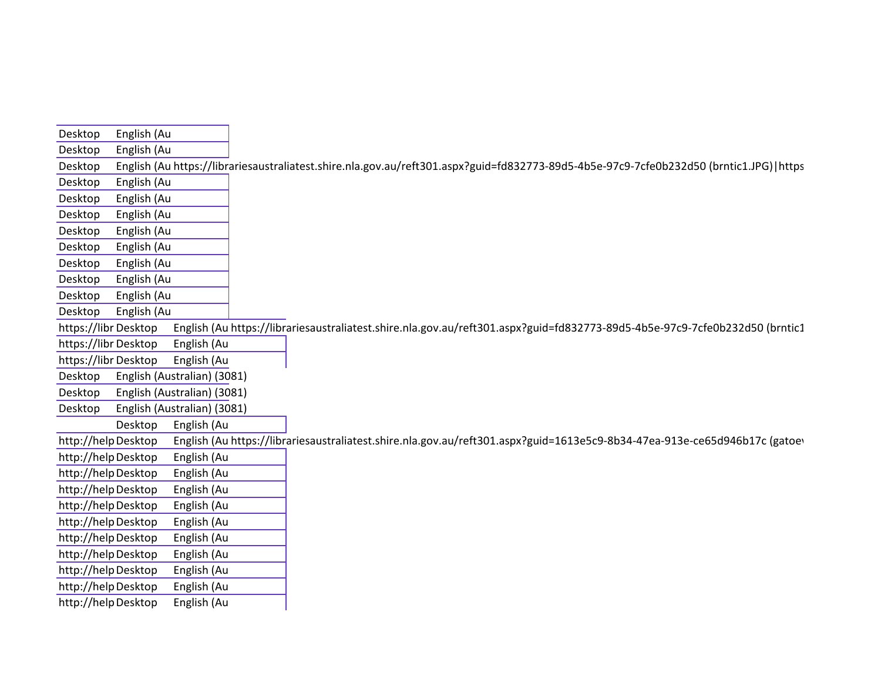| | | |
|---|---|---|
| Desktop | English (Au | |
| Desktop | English (Au | |
| Desktop | English (Au | https://librariesaustraliatest.shire.nla.gov.au/reft301.aspx?guid=fd832773-89d5-4b5e-97c9-7cfe0b232d50 (brntic1.JPG)\|https |
| Desktop | English (Au | |
| Desktop | English (Au | |
| Desktop | English (Au | |
| Desktop | English (Au | |
| Desktop | English (Au | |
| Desktop | English (Au | |
| Desktop | English (Au | |
| Desktop | English (Au | |
| Desktop | English (Au | |

| | | | |
|---|---|---|---|
| https://libr | Desktop | English (Au | https://librariesaustraliatest.shire.nla.gov.au/reft301.aspx?guid=fd832773-89d5-4b5e-97c9-7cfe0b232d50 (brntic1 |
| https://libr | Desktop | English (Au | |
| https://libr | Desktop | English (Au | |

| | |
|---|---|
| Desktop | English (Australian) (3081) |
| Desktop | English (Australian) (3081) |
| Desktop | English (Australian) (3081) |

| | | | |
|---|---|---|---|
| | Desktop | English (Au | |
| http://help | Desktop | English (Au | https://librariesaustraliatest.shire.nla.gov.au/reft301.aspx?guid=1613e5c9-8b34-47ea-913e-ce65d946b17c (gatoe |
| http://help | Desktop | English (Au | |
| http://help | Desktop | English (Au | |
| http://help | Desktop | English (Au | |
| http://help | Desktop | English (Au | |
| http://help | Desktop | English (Au | |
| http://help | Desktop | English (Au | |
| http://help | Desktop | English (Au | |
| http://help | Desktop | English (Au | |
| http://help | Desktop | English (Au | |
| http://help | Desktop | English (Au | |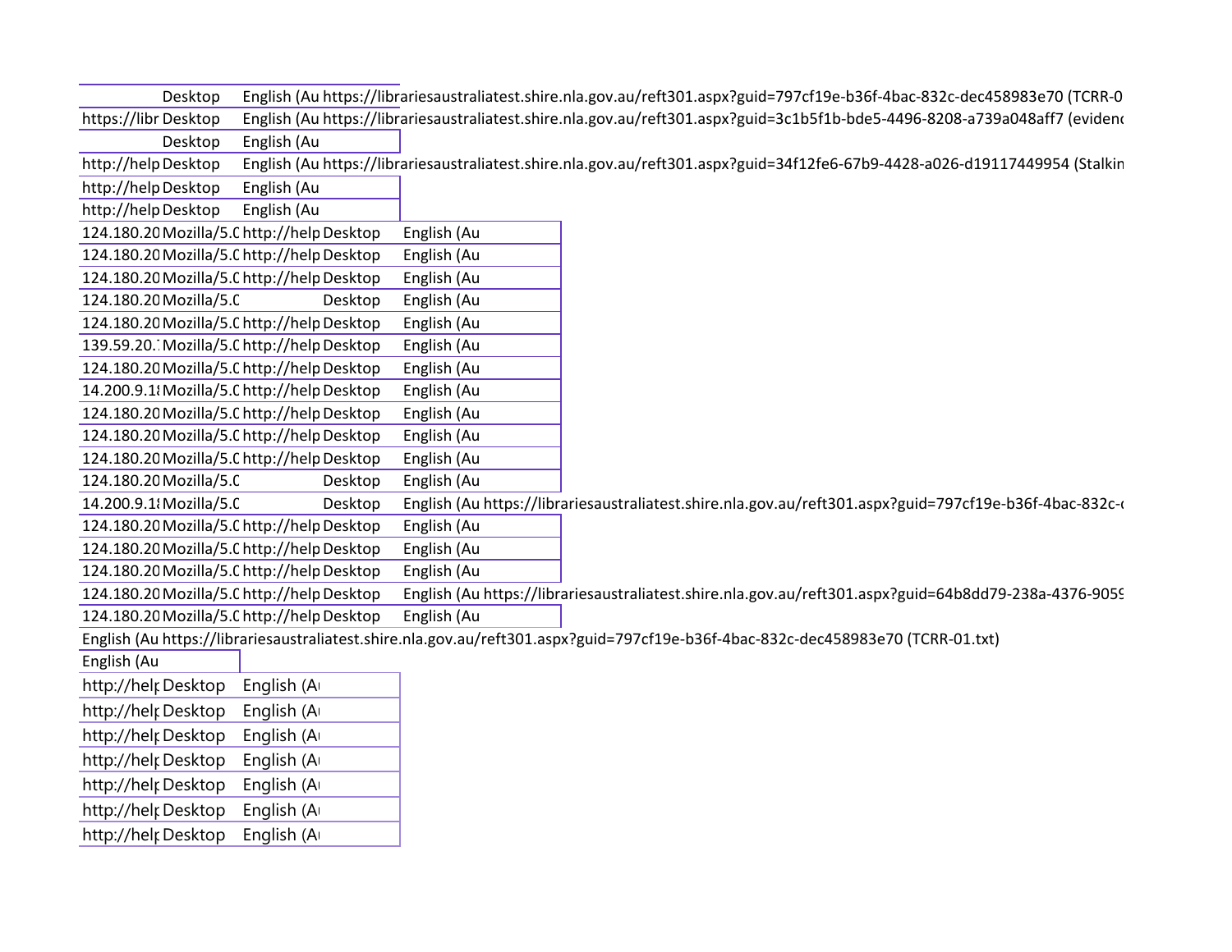| | Desktop | English (Au | https://librariesaustraliatest.shire.nla.gov.au/reft301.aspx?guid=797cf19e-b36f-4bac-832c-dec458983e70 (TCRR-0 |
|---|---|---|---|
| https://libr | Desktop | English (Au | https://librariesaustraliatest.shire.nla.gov.au/reft301.aspx?guid=3c1b5f1b-bde5-4496-8208-a739a048aff7 (evidenc |
| | Desktop | English (Au | |
| http://help | Desktop | English (Au | https://librariesaustraliatest.shire.nla.gov.au/reft301.aspx?guid=34f12fe6-67b9-4428-a026-d19117449954 (Stalkin |
| http://help | Desktop | English (Au | |
| http://help | Desktop | English (Au | |

| | | | | | |
|---|---|---|---|---|---|
| 124.180.20 | Mozilla/5.C | http://help | Desktop | English (Au | |
| 124.180.20 | Mozilla/5.C | http://help | Desktop | English (Au | |
| 124.180.20 | Mozilla/5.C | http://help | Desktop | English (Au | |
| 124.180.20 | Mozilla/5.C | | Desktop | English (Au | |
| 124.180.20 | Mozilla/5.C | http://help | Desktop | English (Au | |
| 139.59.20.: | Mozilla/5.C | http://help | Desktop | English (Au | |
| 124.180.20 | Mozilla/5.C | http://help | Desktop | English (Au | |
| 14.200.9.1ᵢ | Mozilla/5.C | http://help | Desktop | English (Au | |
| 124.180.20 | Mozilla/5.C | http://help | Desktop | English (Au | |
| 124.180.20 | Mozilla/5.C | http://help | Desktop | English (Au | |
| 124.180.20 | Mozilla/5.C | http://help | Desktop | English (Au | |
| 124.180.20 | Mozilla/5.C | | Desktop | English (Au | |
| 14.200.9.1ᵢ | Mozilla/5.C | | Desktop | English (Au | https://librariesaustraliatest.shire.nla.gov.au/reft301.aspx?guid=797cf19e-b36f-4bac-832c-( |
| 124.180.20 | Mozilla/5.C | http://help | Desktop | English (Au | |
| 124.180.20 | Mozilla/5.C | http://help | Desktop | English (Au | |
| 124.180.20 | Mozilla/5.C | http://help | Desktop | English (Au | |
| 124.180.20 | Mozilla/5.C | http://help | Desktop | English (Au | https://librariesaustraliatest.shire.nla.gov.au/reft301.aspx?guid=64b8dd79-238a-4376-9059 |
| 124.180.20 | Mozilla/5.C | http://help | Desktop | English (Au | |

| | |
|---|---|
| English (Au | https://librariesaustraliatest.shire.nla.gov.au/reft301.aspx?guid=797cf19e-b36f-4bac-832c-dec458983e70 (TCRR-01.txt) |
| English (Au | |

| | | |
|---|---|---|
| http://help | Desktop | English (Au |
| http://help | Desktop | English (Au |
| http://help | Desktop | English (Au |
| http://help | Desktop | English (Au |
| http://help | Desktop | English (Au |
| http://help | Desktop | English (Au |
| http://help | Desktop | English (Au |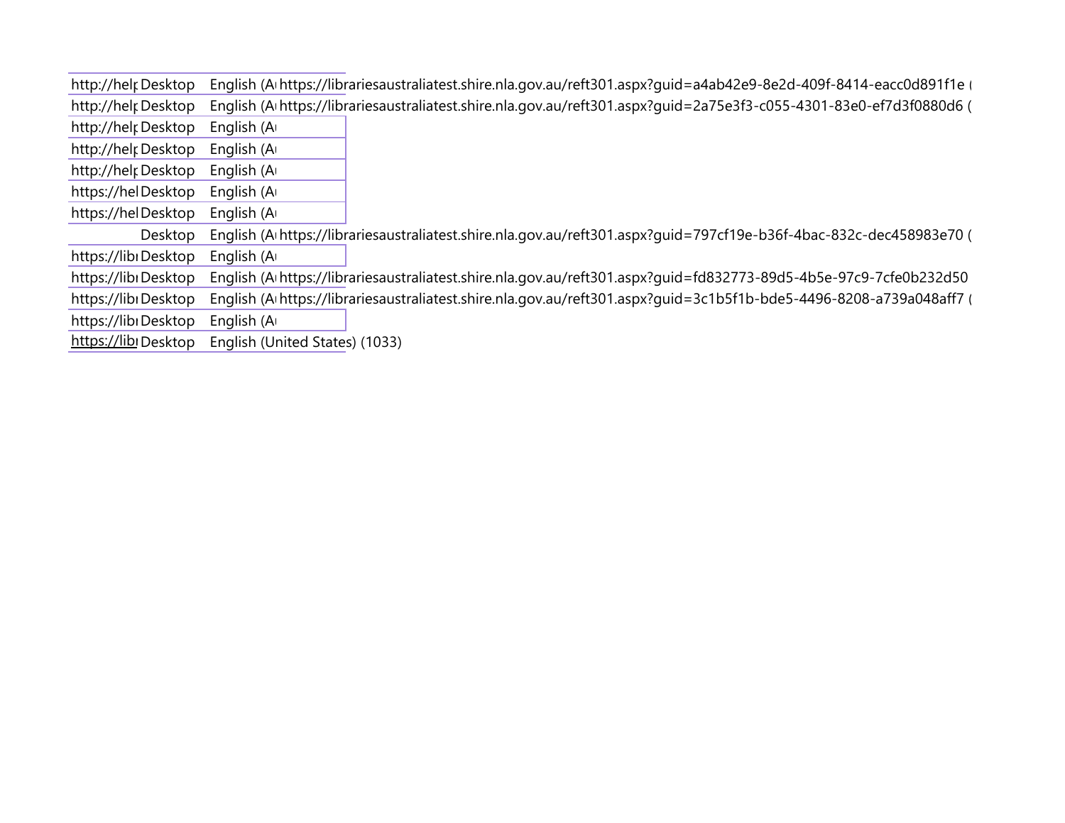| | | | |
|---|---|---|---|
| http://help | Desktop | English (Au | https://librariesaustraliatest.shire.nla.gov.au/reft301.aspx?guid=a4ab42e9-8e2d-409f-8414-eacc0d891f1e ( |
| http://help | Desktop | English (Au | https://librariesaustraliatest.shire.nla.gov.au/reft301.aspx?guid=2a75e3f3-c055-4301-83e0-ef7d3f0880d6 ( |
| http://help | Desktop | English (Au | |
| http://help | Desktop | English (Au | |
| http://help | Desktop | English (Au | |
| https://hel | Desktop | English (Au | |
| https://hel | Desktop | English (Au | |
| | Desktop | English (Au | https://librariesaustraliatest.shire.nla.gov.au/reft301.aspx?guid=797cf19e-b36f-4bac-832c-dec458983e70 ( |
| https://libr | Desktop | English (Au | |
| https://libr | Desktop | English (Au | https://librariesaustraliatest.shire.nla.gov.au/reft301.aspx?guid=fd832773-89d5-4b5e-97c9-7cfe0b232d50 |
| https://libr | Desktop | English (Au | https://librariesaustraliatest.shire.nla.gov.au/reft301.aspx?guid=3c1b5f1b-bde5-4496-8208-a739a048aff7 ( |
| https://libr | Desktop | English (Au | |
| https://libr | Desktop | English (United States) (1033) | |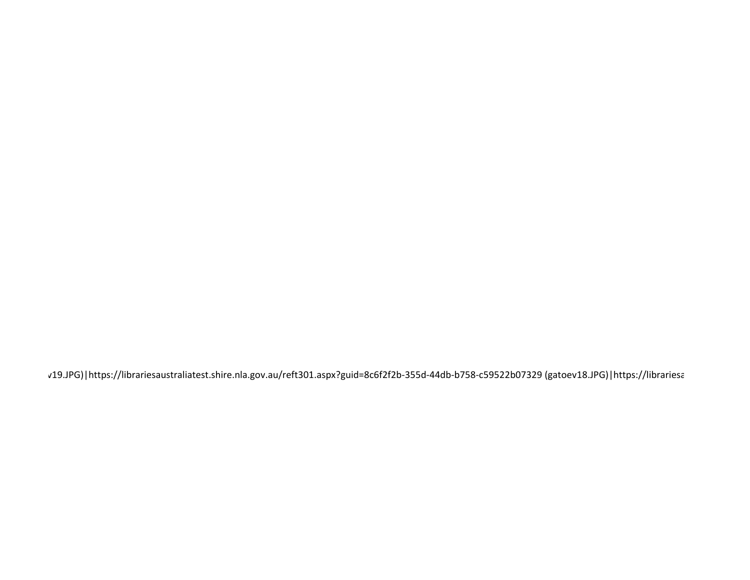v19.JPG)|https://librariesaustraliatest.shire.nla.gov.au/reft301.aspx?guid=8c6f2f2b-355d-44db-b758-c59522b07329 (gatoev18.JPG)|https://librariesa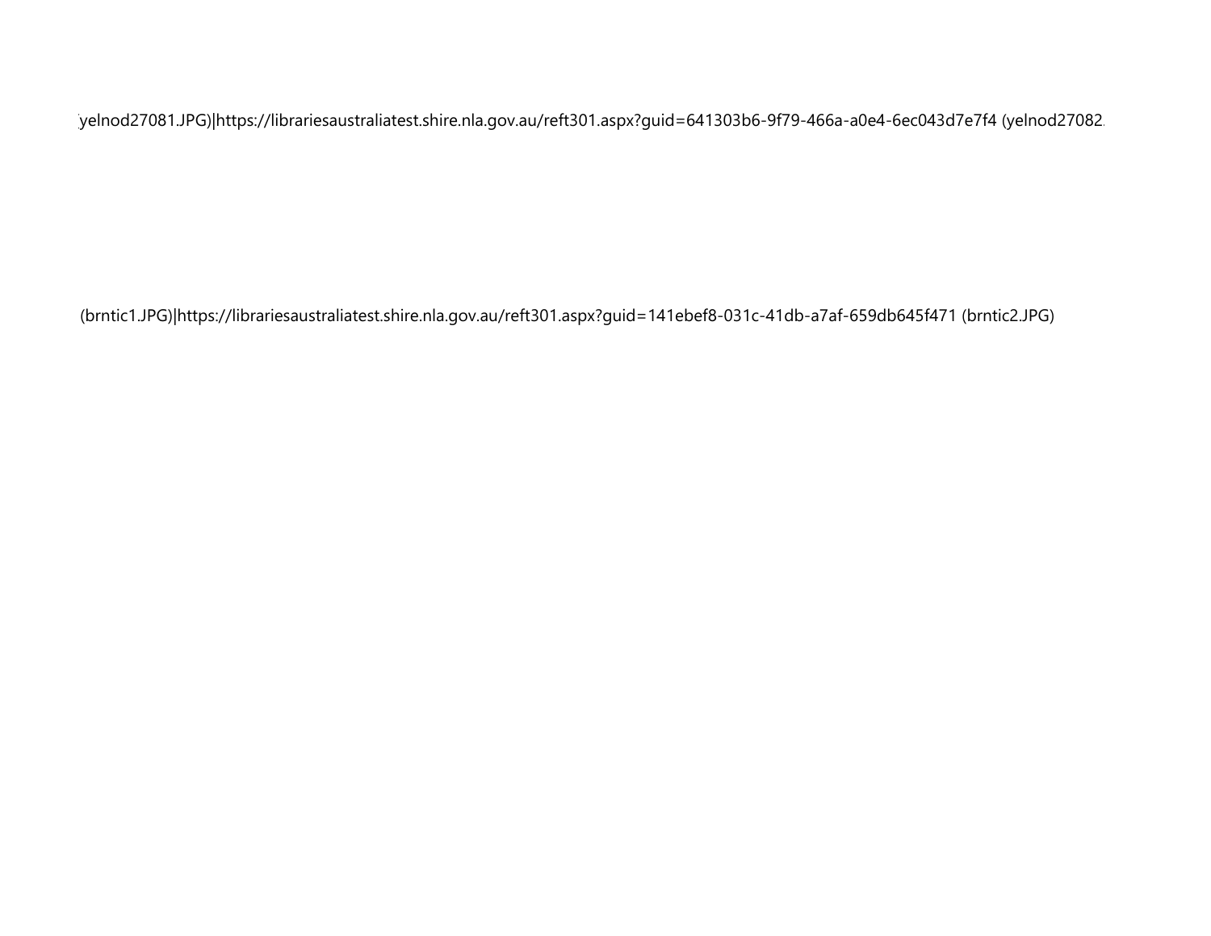yelnod27081.JPG)|https://librariesaustraliatest.shire.nla.gov.au/reft301.aspx?guid=641303b6-9f79-466a-a0e4-6ec043d7e7f4 (yelnod27082.

(brntic1.JPG)|https://librariesaustraliatest.shire.nla.gov.au/reft301.aspx?guid=141ebef8-031c-41db-a7af-659db645f471 (brntic2.JPG)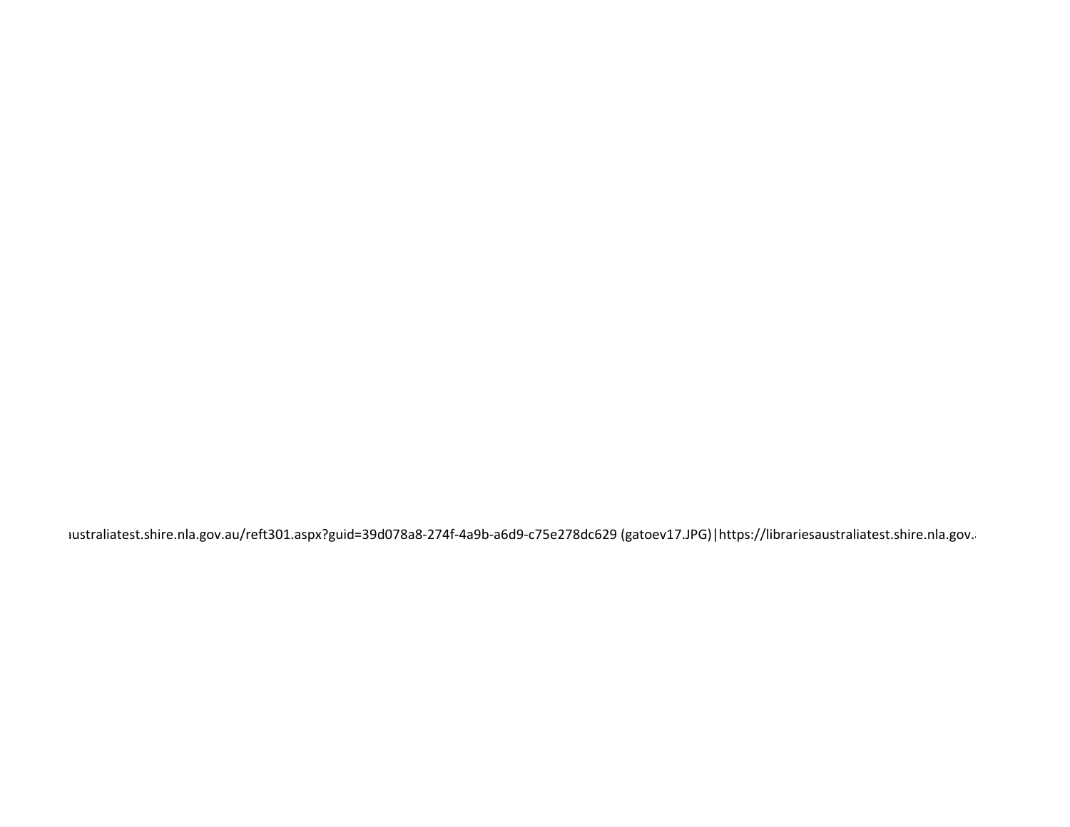ıustraliatest.shire.nla.gov.au/reft301.aspx?guid=39d078a8-274f-4a9b-a6d9-c75e278dc629 (gatoev17.JPG)|https://librariesaustraliatest.shire.nla.gov.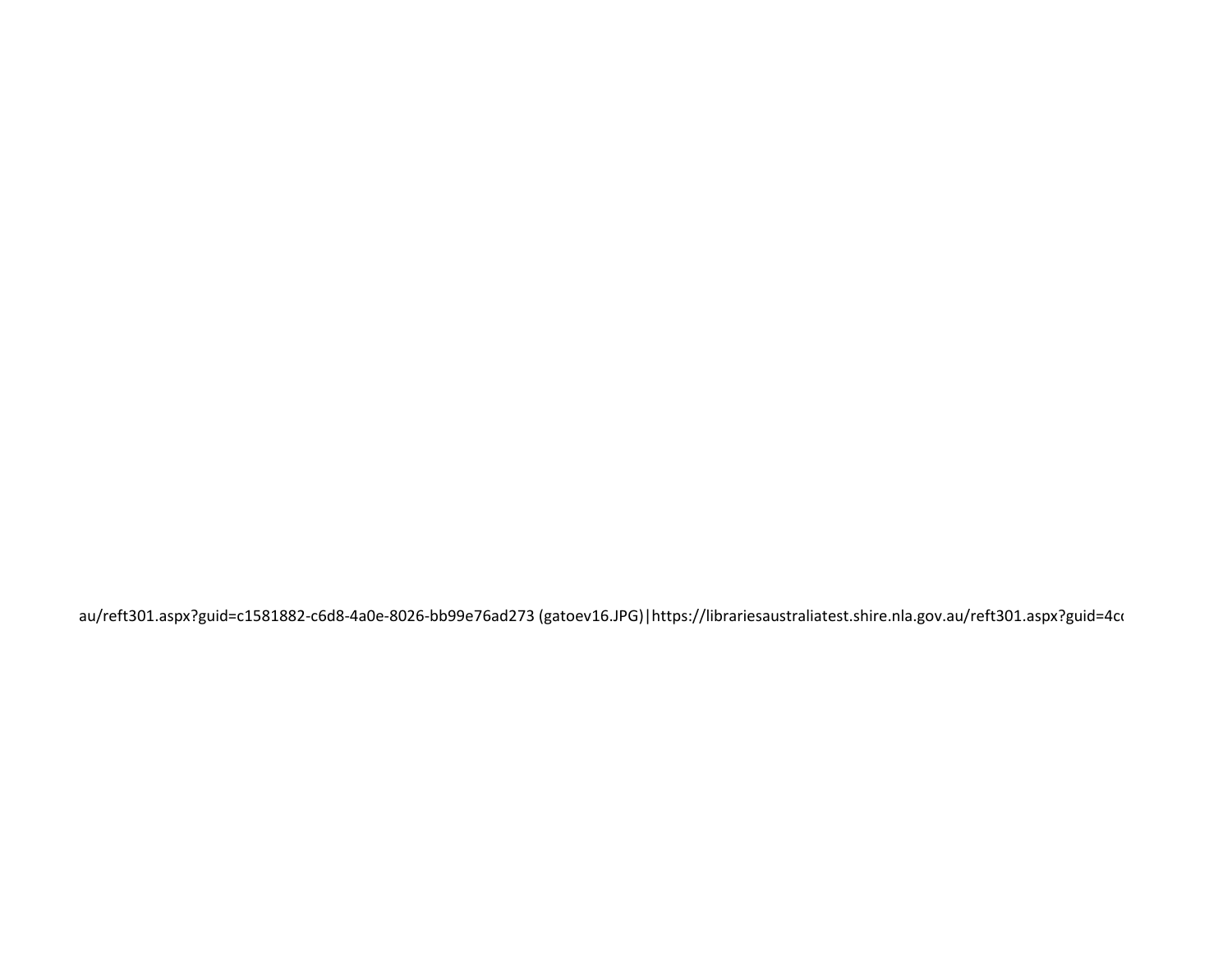au/reft301.aspx?guid=c1581882-c6d8-4a0e-8026-bb99e76ad273 (gatoev16.JPG)|https://librariesaustraliatest.shire.nla.gov.au/reft301.aspx?guid=4c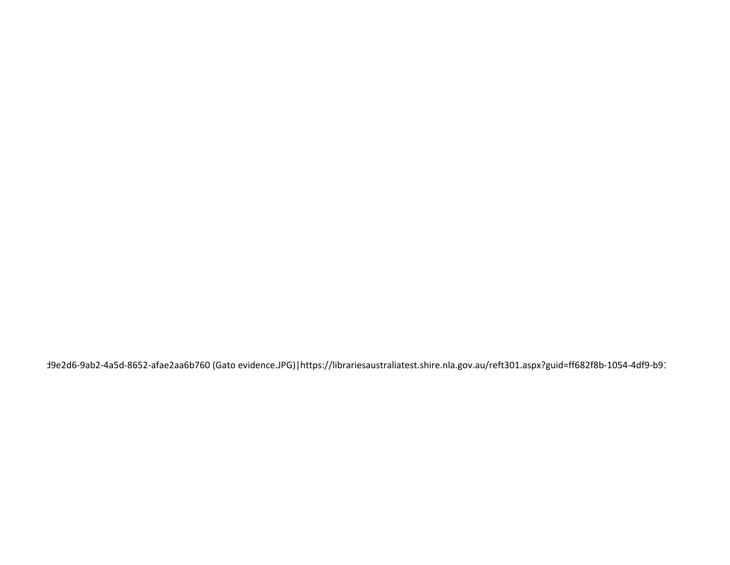d9e2d6-9ab2-4a5d-8652-afae2aa6b760 (Gato evidence.JPG)|https://librariesaustraliatest.shire.nla.gov.au/reft301.aspx?guid=ff682f8b-1054-4df9-b91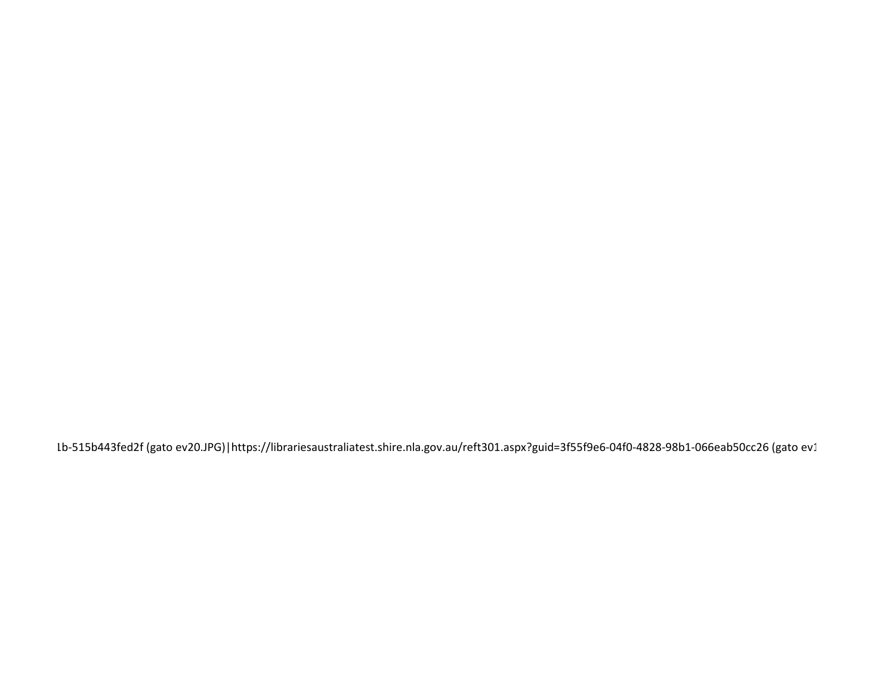1b-515b443fed2f (gato ev20.JPG)|https://librariesaustraliatest.shire.nla.gov.au/reft301.aspx?guid=3f55f9e6-04f0-4828-98b1-066eab50cc26 (gato ev1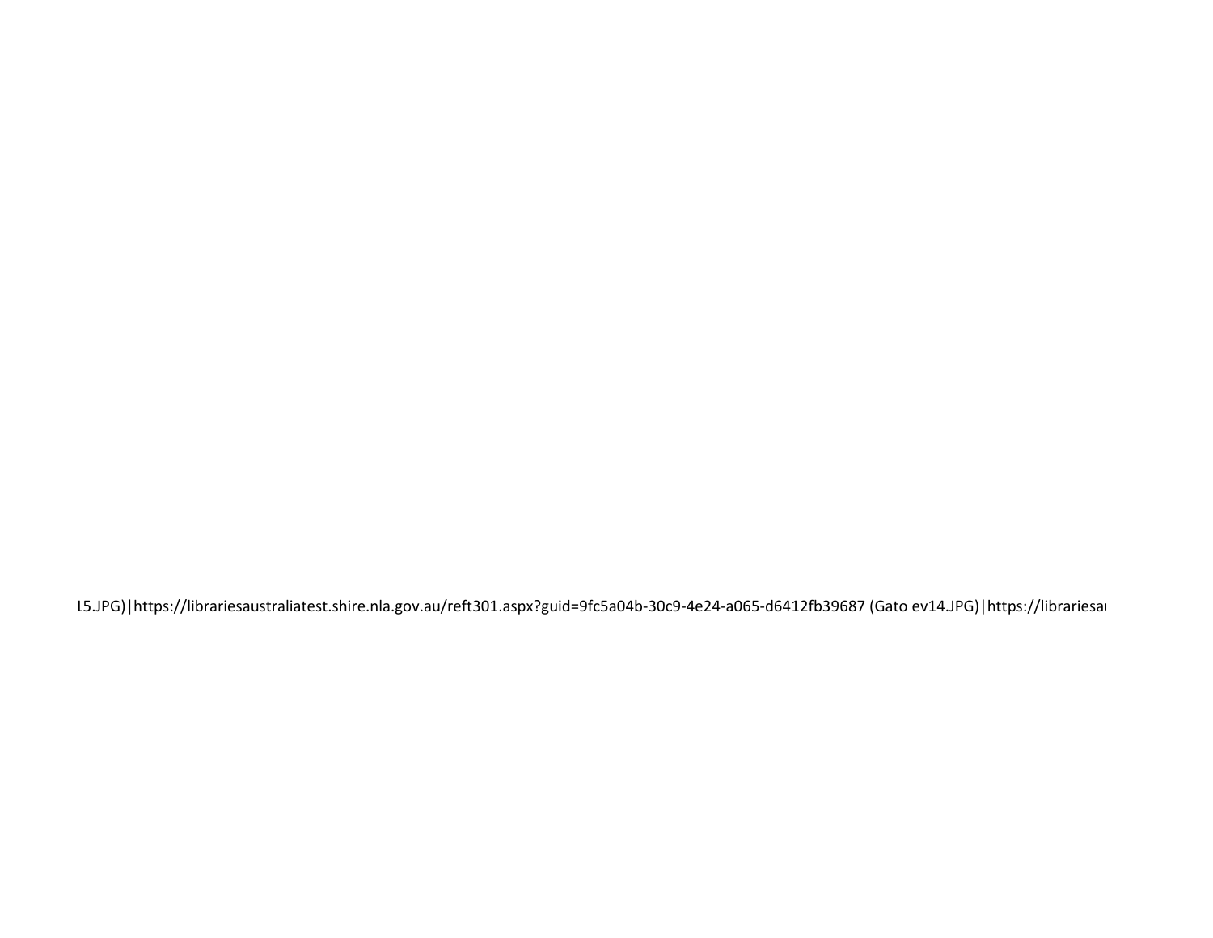l5.JPG)|https://librariesaustraliatest.shire.nla.gov.au/reft301.aspx?guid=9fc5a04b-30c9-4e24-a065-d6412fb39687 (Gato ev14.JPG)|https://librariesau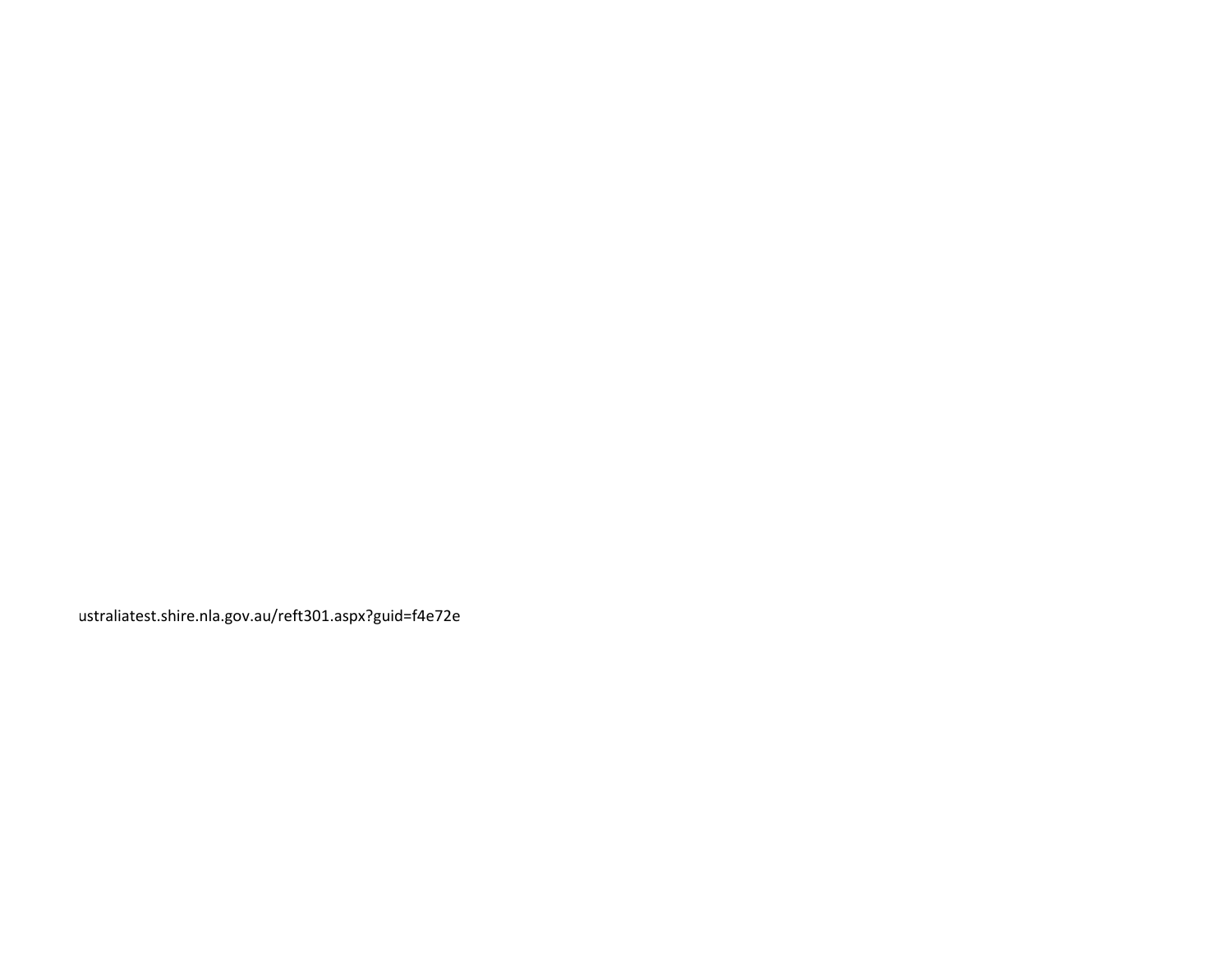ustraliatest.shire.nla.gov.au/reft301.aspx?guid=f4e72e